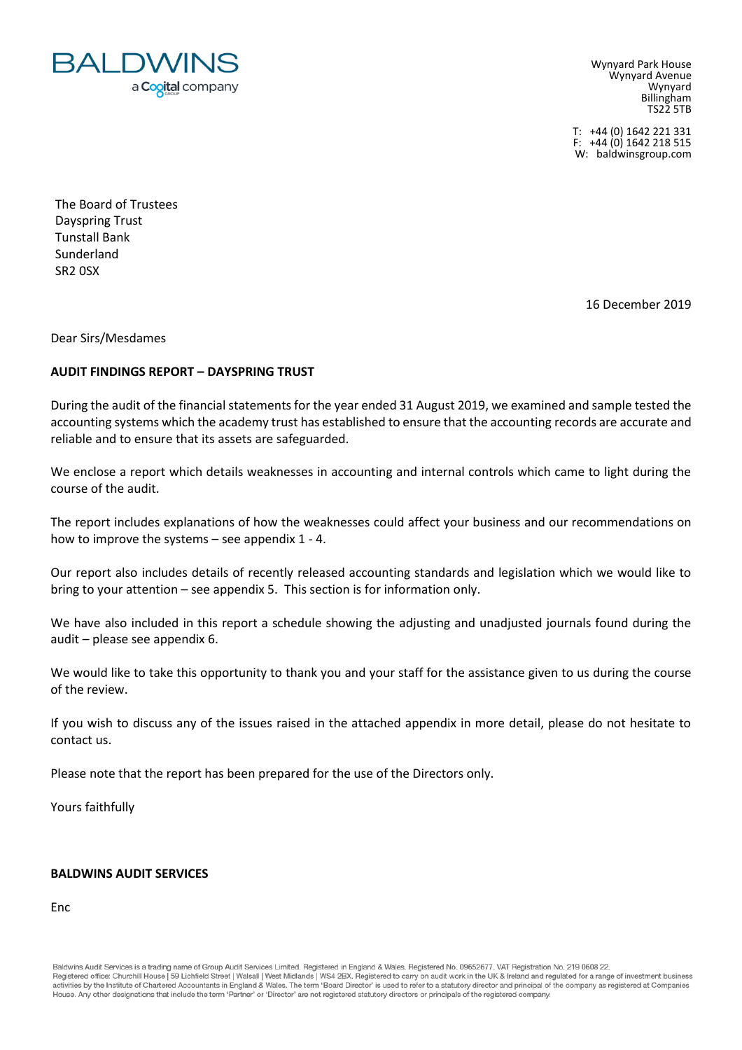BALDWINS
a Cogital company

Wynyard Park House
Wynyard Avenue
Wynyard
Billingham
TS22 5TB

T: +44 (0) 1642 221 331
F: +44 (0) 1642 218 515
W: baldwinsgroup.com

The Board of Trustees
Dayspring Trust
Tunstall Bank
Sunderland
SR2 0SX

16 December 2019

Dear Sirs/Mesdames

**AUDIT FINDINGS REPORT – DAYSPRING TRUST**

During the audit of the financial statements for the year ended 31 August 2019, we examined and sample tested the accounting systems which the academy trust has established to ensure that the accounting records are accurate and reliable and to ensure that its assets are safeguarded.

We enclose a report which details weaknesses in accounting and internal controls which came to light during the course of the audit.

The report includes explanations of how the weaknesses could affect your business and our recommendations on how to improve the systems – see appendix 1 - 4.

Our report also includes details of recently released accounting standards and legislation which we would like to bring to your attention – see appendix 5. This section is for information only.

We have also included in this report a schedule showing the adjusting and unadjusted journals found during the audit – please see appendix 6.

We would like to take this opportunity to thank you and your staff for the assistance given to us during the course of the review.

If you wish to discuss any of the issues raised in the attached appendix in more detail, please do not hesitate to contact us.

Please note that the report has been prepared for the use of the Directors only.

Yours faithfully

**BALDWINS AUDIT SERVICES**

Enc

Baldwins Audit Services is a trading name of Group Audit Services Limited. Registered in England & Wales. Registered No. 09652677. VAT Registration No. 219 0608 22.
Registered office: Churchill House | 59 Lichfield Street | Walsall | West Midlands | WS4 2BX. Registered to carry on audit work in the UK & Ireland and regulated for a range of investment business activities by the Institute of Chartered Accountants in England & Wales. The term 'Board Director' is used to refer to a statutory director and principal of the company as registered at Companies House. Any other designations that include the term 'Partner' or 'Director' are not registered statutory directors or principals of the registered company.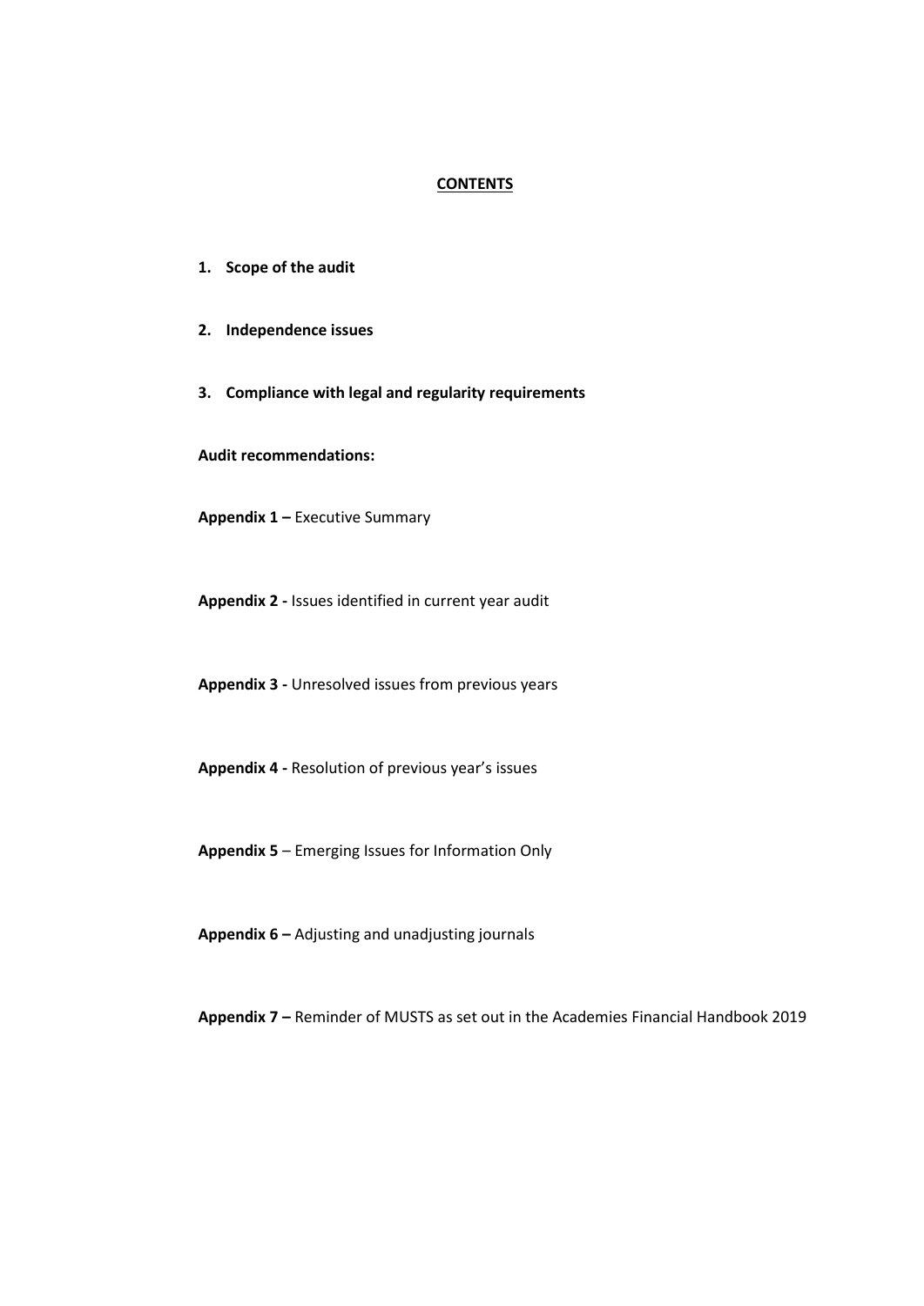## CONTENTS

1. **Scope of the audit**

2. **Independence issues**

3. **Compliance with legal and regularity requirements**

**Audit recommendations:**

**Appendix 1 –** Executive Summary

**Appendix 2 -** Issues identified in current year audit

**Appendix 3 -** Unresolved issues from previous years

**Appendix 4 -** Resolution of previous year's issues

**Appendix 5** – Emerging Issues for Information Only

**Appendix 6 –** Adjusting and unadjusting journals

**Appendix 7 –** Reminder of MUSTS as set out in the Academies Financial Handbook 2019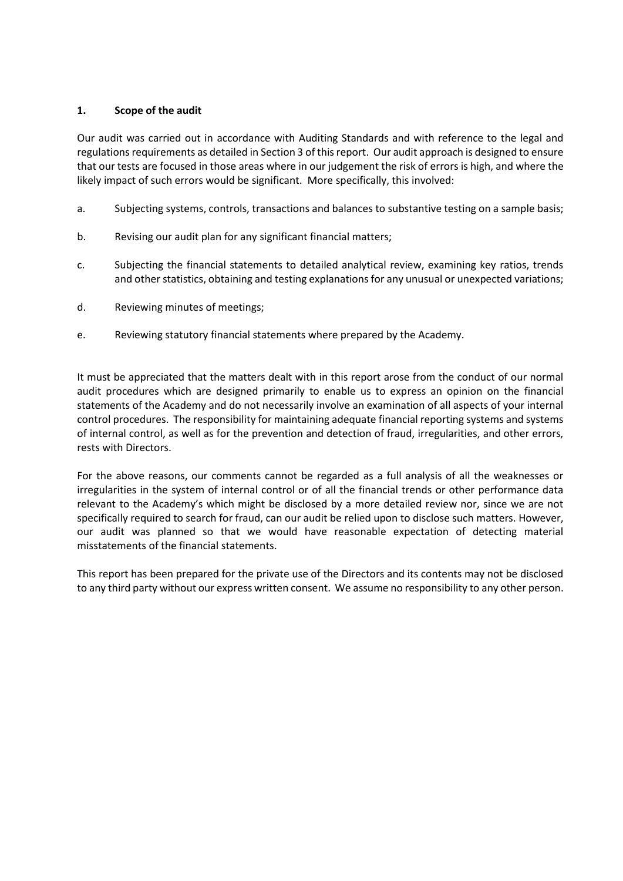## 1. Scope of the audit

Our audit was carried out in accordance with Auditing Standards and with reference to the legal and regulations requirements as detailed in Section 3 of this report. Our audit approach is designed to ensure that our tests are focused in those areas where in our judgement the risk of errors is high, and where the likely impact of such errors would be significant. More specifically, this involved:

a. Subjecting systems, controls, transactions and balances to substantive testing on a sample basis;

b. Revising our audit plan for any significant financial matters;

c. Subjecting the financial statements to detailed analytical review, examining key ratios, trends and other statistics, obtaining and testing explanations for any unusual or unexpected variations;

d. Reviewing minutes of meetings;

e. Reviewing statutory financial statements where prepared by the Academy.

It must be appreciated that the matters dealt with in this report arose from the conduct of our normal audit procedures which are designed primarily to enable us to express an opinion on the financial statements of the Academy and do not necessarily involve an examination of all aspects of your internal control procedures. The responsibility for maintaining adequate financial reporting systems and systems of internal control, as well as for the prevention and detection of fraud, irregularities, and other errors, rests with Directors.

For the above reasons, our comments cannot be regarded as a full analysis of all the weaknesses or irregularities in the system of internal control or of all the financial trends or other performance data relevant to the Academy's which might be disclosed by a more detailed review nor, since we are not specifically required to search for fraud, can our audit be relied upon to disclose such matters. However, our audit was planned so that we would have reasonable expectation of detecting material misstatements of the financial statements.

This report has been prepared for the private use of the Directors and its contents may not be disclosed to any third party without our express written consent. We assume no responsibility to any other person.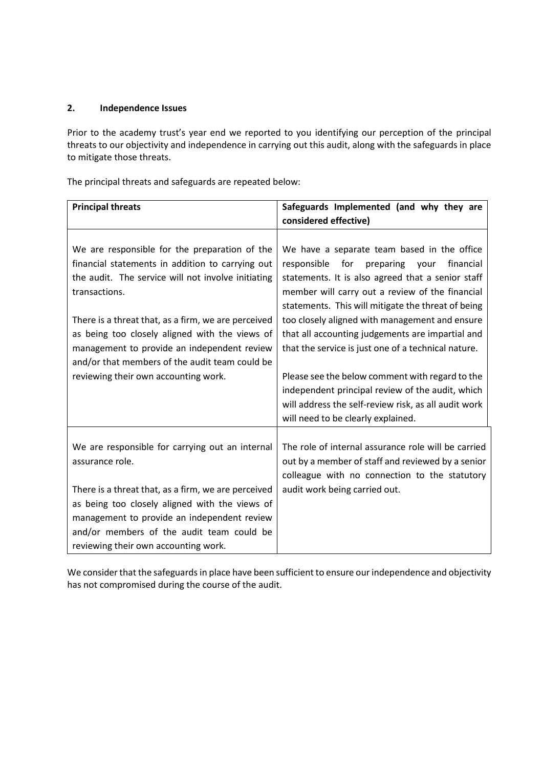## 2. Independence Issues

Prior to the academy trust's year end we reported to you identifying our perception of the principal threats to our objectivity and independence in carrying out this audit, along with the safeguards in place to mitigate those threats.

The principal threats and safeguards are repeated below:

| Principal threats | Safeguards Implemented (and why they are considered effective) |
|---|---|
| We are responsible for the preparation of the financial statements in addition to carrying out the audit. The service will not involve initiating transactions.<br><br>There is a threat that, as a firm, we are perceived as being too closely aligned with the views of management to provide an independent review and/or that members of the audit team could be reviewing their own accounting work. | We have a separate team based in the office responsible for preparing your financial statements. It is also agreed that a senior staff member will carry out a review of the financial statements. This will mitigate the threat of being too closely aligned with management and ensure that all accounting judgements are impartial and that the service is just one of a technical nature.<br><br>Please see the below comment with regard to the independent principal review of the audit, which will address the self-review risk, as all audit work will need to be clearly explained. |
| We are responsible for carrying out an internal assurance role.<br><br>There is a threat that, as a firm, we are perceived as being too closely aligned with the views of management to provide an independent review and/or members of the audit team could be reviewing their own accounting work. | The role of internal assurance role will be carried out by a member of staff and reviewed by a senior colleague with no connection to the statutory audit work being carried out. |

We consider that the safeguards in place have been sufficient to ensure our independence and objectivity has not compromised during the course of the audit.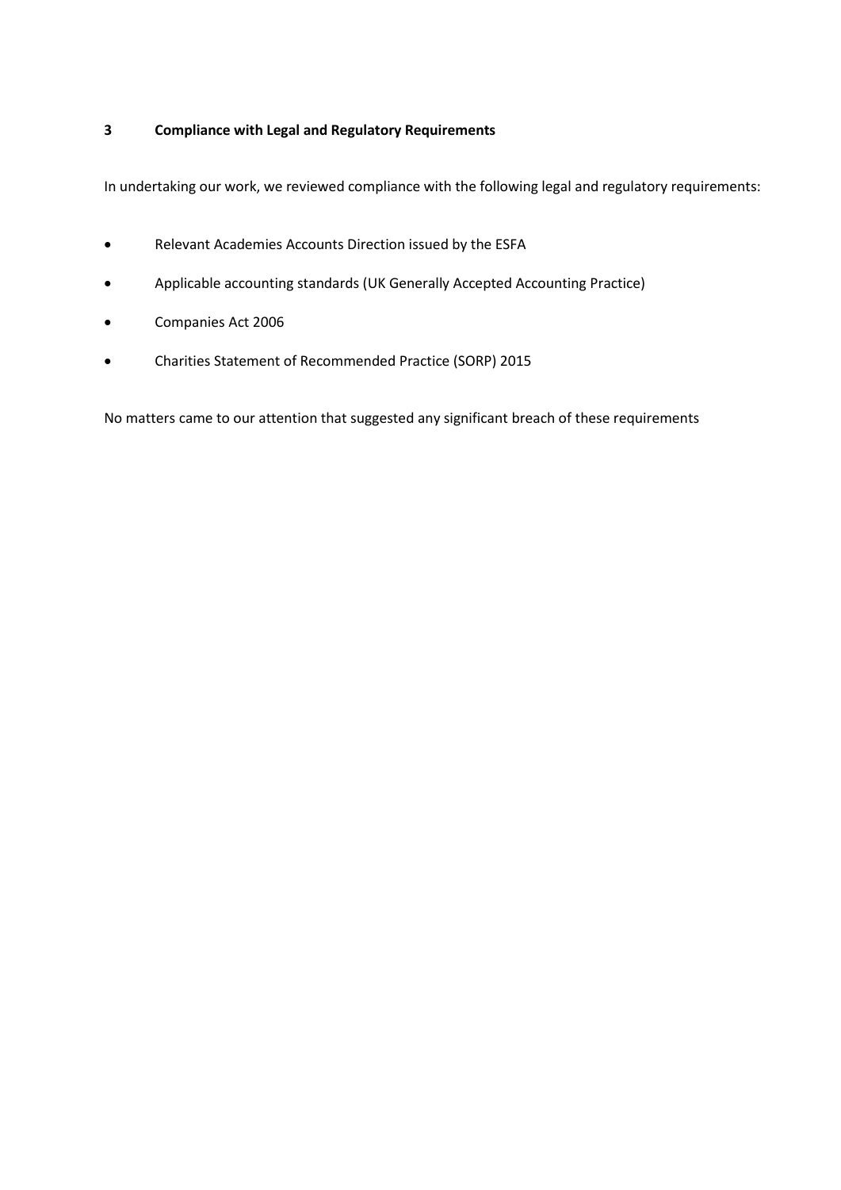## 3 Compliance with Legal and Regulatory Requirements

In undertaking our work, we reviewed compliance with the following legal and regulatory requirements:

- Relevant Academies Accounts Direction issued by the ESFA
- Applicable accounting standards (UK Generally Accepted Accounting Practice)
- Companies Act 2006
- Charities Statement of Recommended Practice (SORP) 2015

No matters came to our attention that suggested any significant breach of these requirements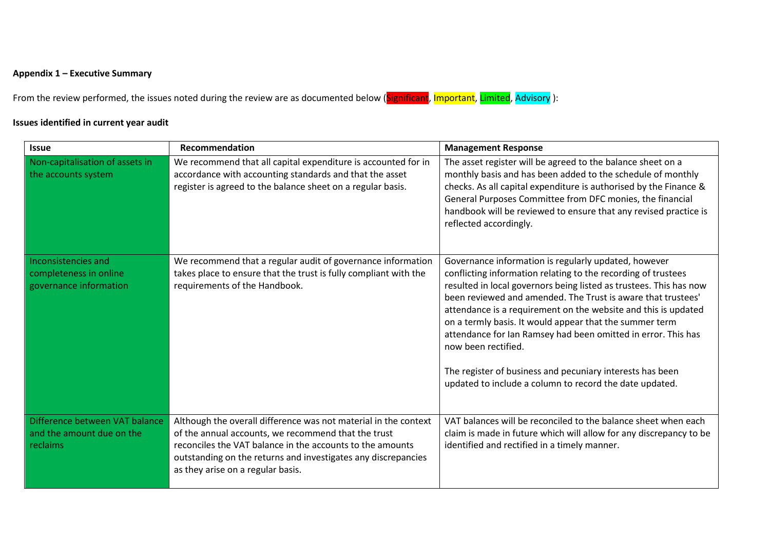**Appendix 1 – Executive Summary**

From the review performed, the issues noted during the review are as documented below (Significant, Important, Limited, Advisory ):

**Issues identified in current year audit**

| Issue | Recommendation | Management Response |
|---|---|---|
| Non-capitalisation of assets in the accounts system | We recommend that all capital expenditure is accounted for in accordance with accounting standards and that the asset register is agreed to the balance sheet on a regular basis. | The asset register will be agreed to the balance sheet on a monthly basis and has been added to the schedule of monthly checks. As all capital expenditure is authorised by the Finance & General Purposes Committee from DFC monies, the financial handbook will be reviewed to ensure that any revised practice is reflected accordingly. |
| Inconsistencies and completeness in online governance information | We recommend that a regular audit of governance information takes place to ensure that the trust is fully compliant with the requirements of the Handbook. | Governance information is regularly updated, however conflicting information relating to the recording of trustees resulted in local governors being listed as trustees. This has now been reviewed and amended. The Trust is aware that trustees' attendance is a requirement on the website and this is updated on a termly basis. It would appear that the summer term attendance for Ian Ramsey had been omitted in error. This has now been rectified.<br><br>The register of business and pecuniary interests has been updated to include a column to record the date updated. |
| Difference between VAT balance and the amount due on the reclaims | Although the overall difference was not material in the context of the annual accounts, we recommend that the trust reconciles the VAT balance in the accounts to the amounts outstanding on the returns and investigates any discrepancies as they arise on a regular basis. | VAT balances will be reconciled to the balance sheet when each claim is made in future which will allow for any discrepancy to be identified and rectified in a timely manner. |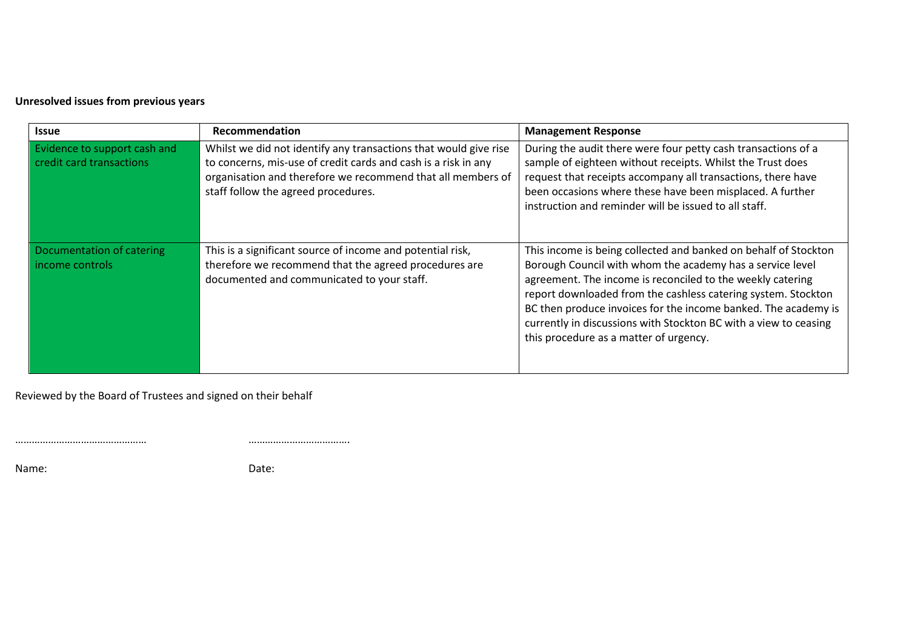**Unresolved issues from previous years**

| Issue | Recommendation | Management Response |
|---|---|---|
| Evidence to support cash and credit card transactions | Whilst we did not identify any transactions that would give rise to concerns, mis-use of credit cards and cash is a risk in any organisation and therefore we recommend that all members of staff follow the agreed procedures. | During the audit there were four petty cash transactions of a sample of eighteen without receipts. Whilst the Trust does request that receipts accompany all transactions, there have been occasions where these have been misplaced. A further instruction and reminder will be issued to all staff. |
| Documentation of catering income controls | This is a significant source of income and potential risk, therefore we recommend that the agreed procedures are documented and communicated to your staff. | This income is being collected and banked on behalf of Stockton Borough Council with whom the academy has a service level agreement. The income is reconciled to the weekly catering report downloaded from the cashless catering system. Stockton BC then produce invoices for the income banked. The academy is currently in discussions with Stockton BC with a view to ceasing this procedure as a matter of urgency. |

Reviewed by the Board of Trustees and signed on their behalf

………………………………………… ……………………………….

Name: Date: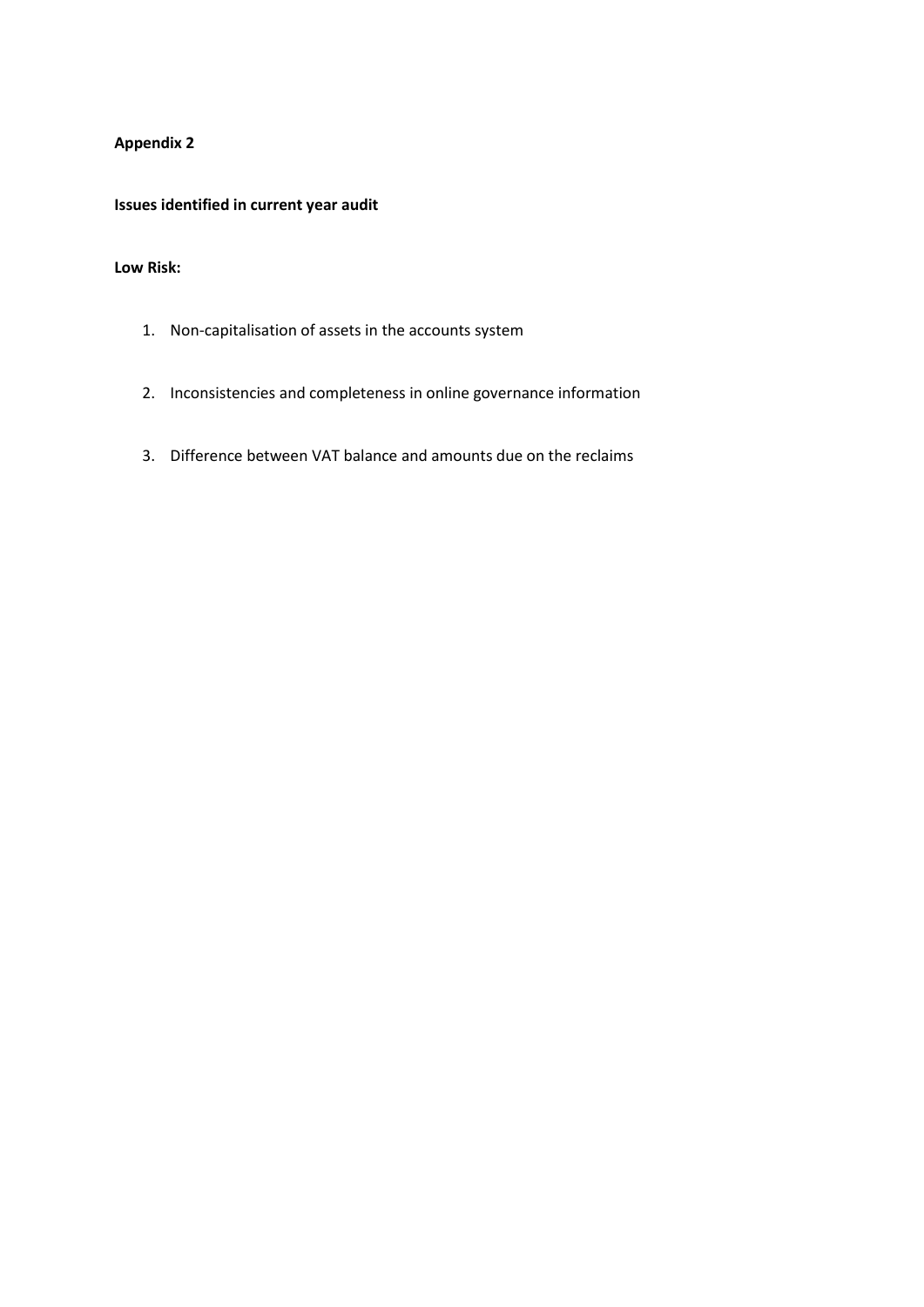**Appendix 2**

**Issues identified in current year audit**

**Low Risk:**

1. Non-capitalisation of assets in the accounts system
2. Inconsistencies and completeness in online governance information
3. Difference between VAT balance and amounts due on the reclaims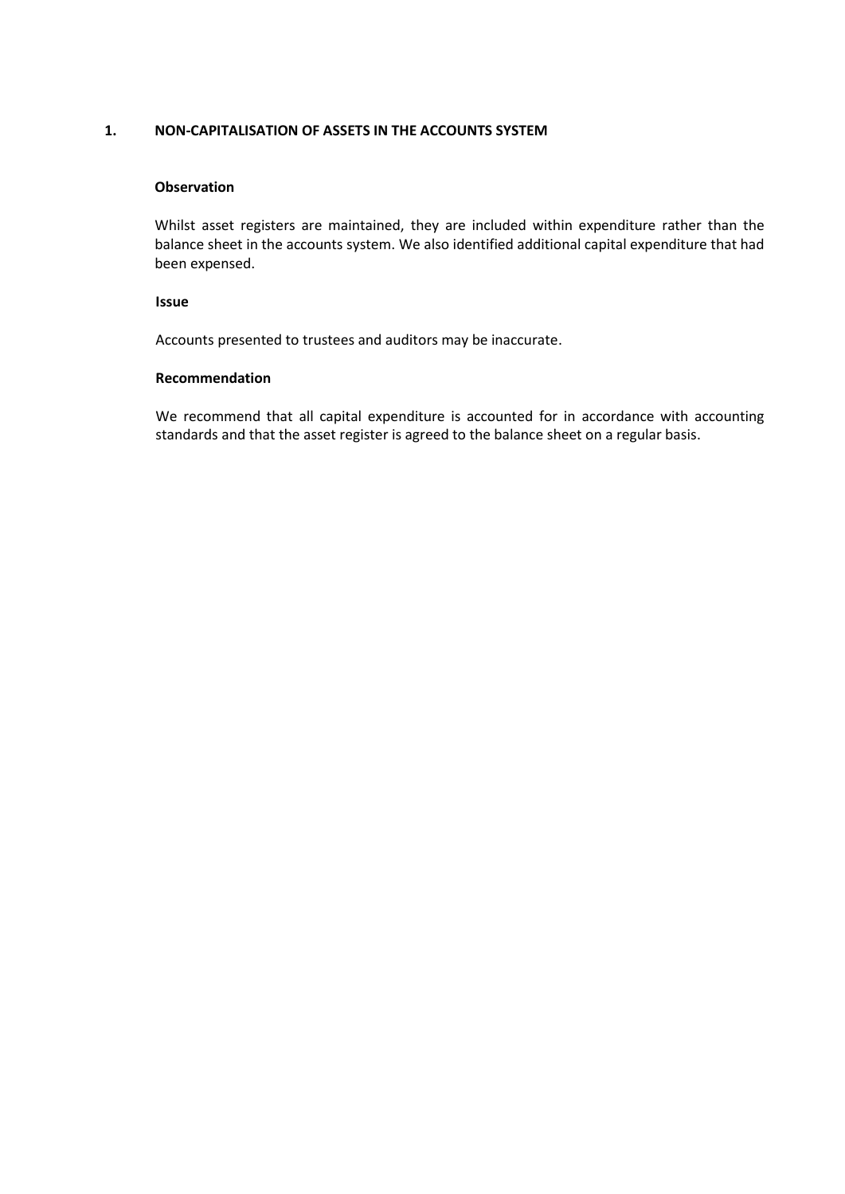## 1. NON-CAPITALISATION OF ASSETS IN THE ACCOUNTS SYSTEM

### Observation

Whilst asset registers are maintained, they are included within expenditure rather than the balance sheet in the accounts system. We also identified additional capital expenditure that had been expensed.

### Issue

Accounts presented to trustees and auditors may be inaccurate.

### Recommendation

We recommend that all capital expenditure is accounted for in accordance with accounting standards and that the asset register is agreed to the balance sheet on a regular basis.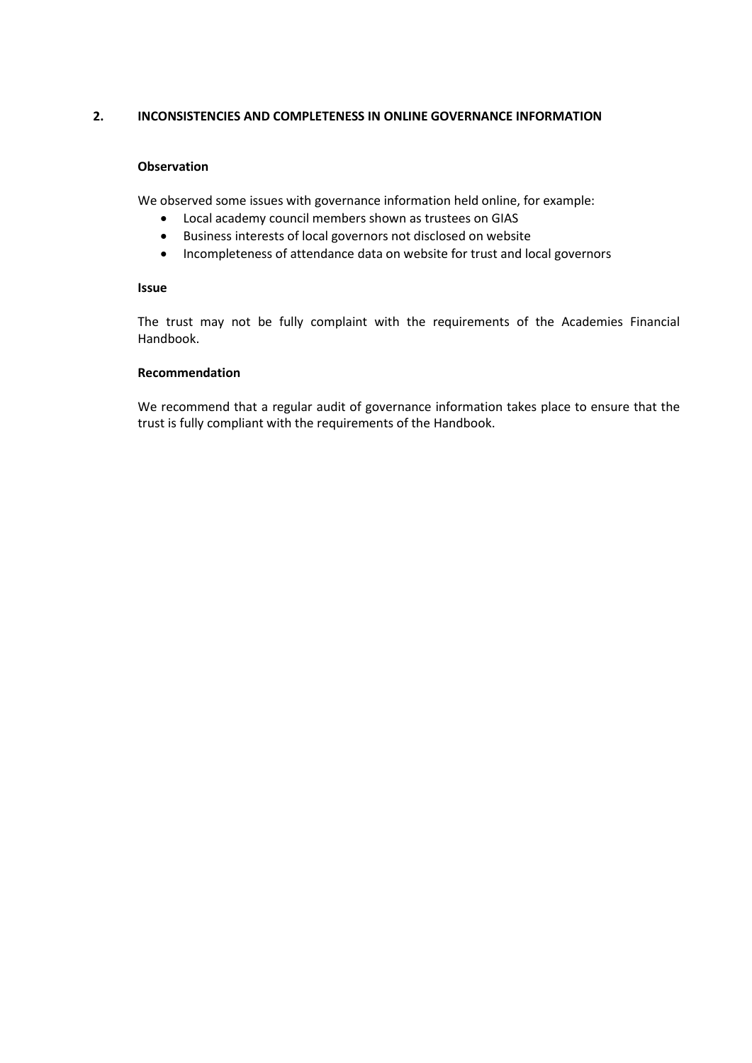## 2. INCONSISTENCIES AND COMPLETENESS IN ONLINE GOVERNANCE INFORMATION

**Observation**

We observed some issues with governance information held online, for example:

- Local academy council members shown as trustees on GIAS
- Business interests of local governors not disclosed on website
- Incompleteness of attendance data on website for trust and local governors

**Issue**

The trust may not be fully complaint with the requirements of the Academies Financial Handbook.

**Recommendation**

We recommend that a regular audit of governance information takes place to ensure that the trust is fully compliant with the requirements of the Handbook.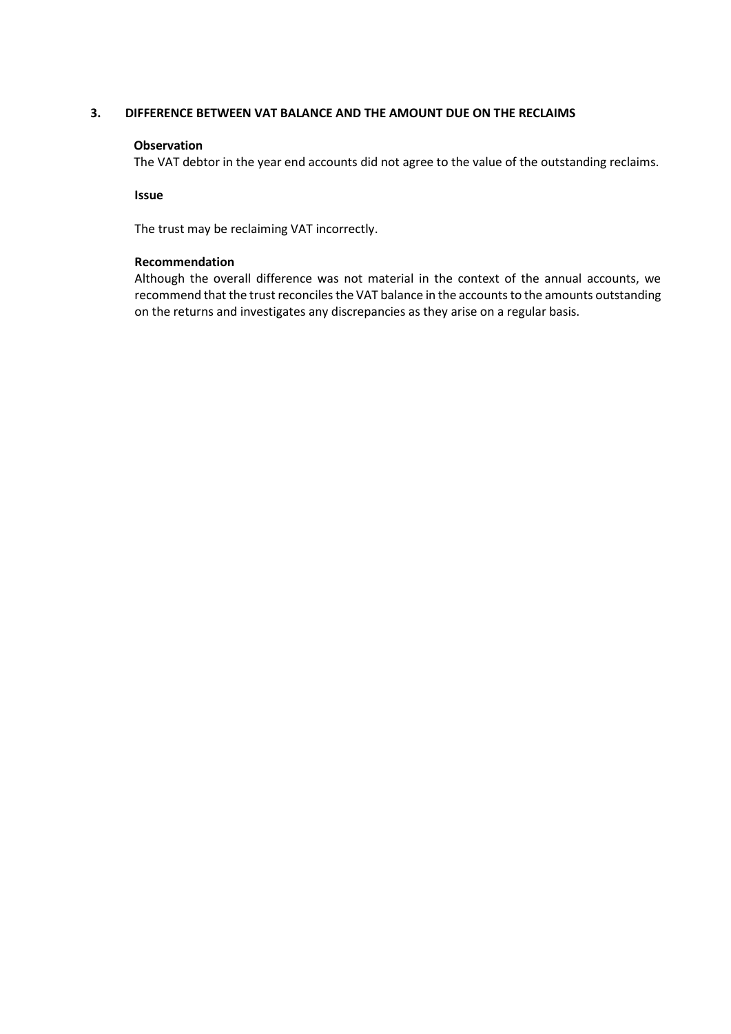## 3. DIFFERENCE BETWEEN VAT BALANCE AND THE AMOUNT DUE ON THE RECLAIMS

**Observation**

The VAT debtor in the year end accounts did not agree to the value of the outstanding reclaims.

**Issue**

The trust may be reclaiming VAT incorrectly.

**Recommendation**

Although the overall difference was not material in the context of the annual accounts, we recommend that the trust reconciles the VAT balance in the accounts to the amounts outstanding on the returns and investigates any discrepancies as they arise on a regular basis.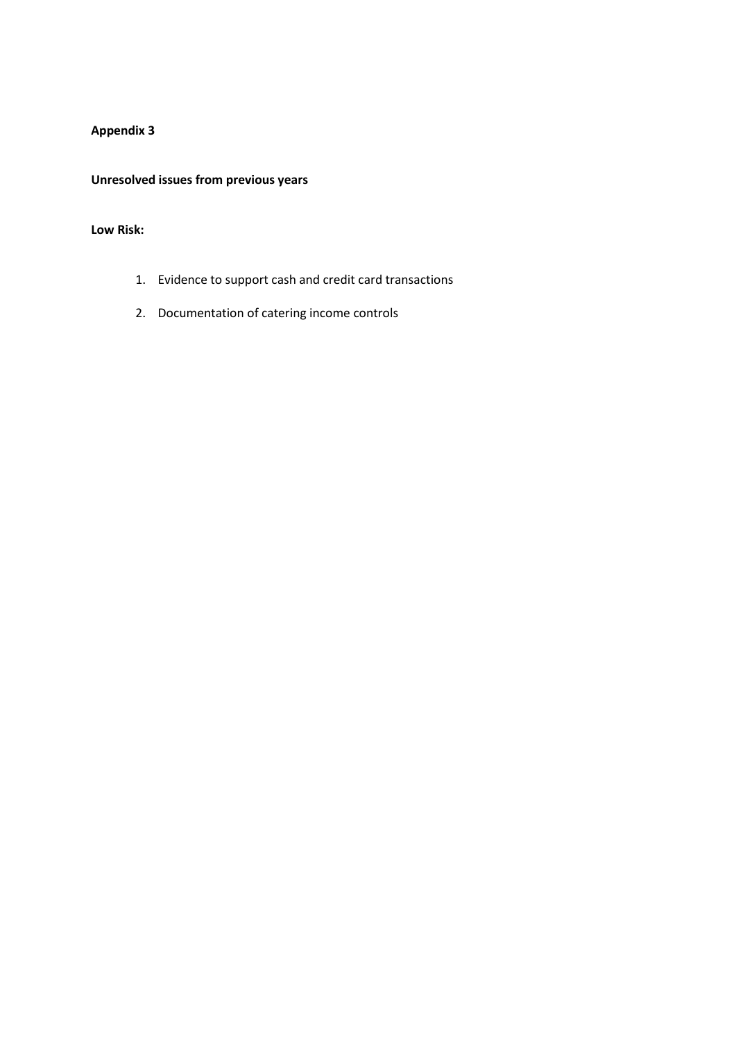**Appendix 3**

**Unresolved issues from previous years**

**Low Risk:**

1. Evidence to support cash and credit card transactions
2. Documentation of catering income controls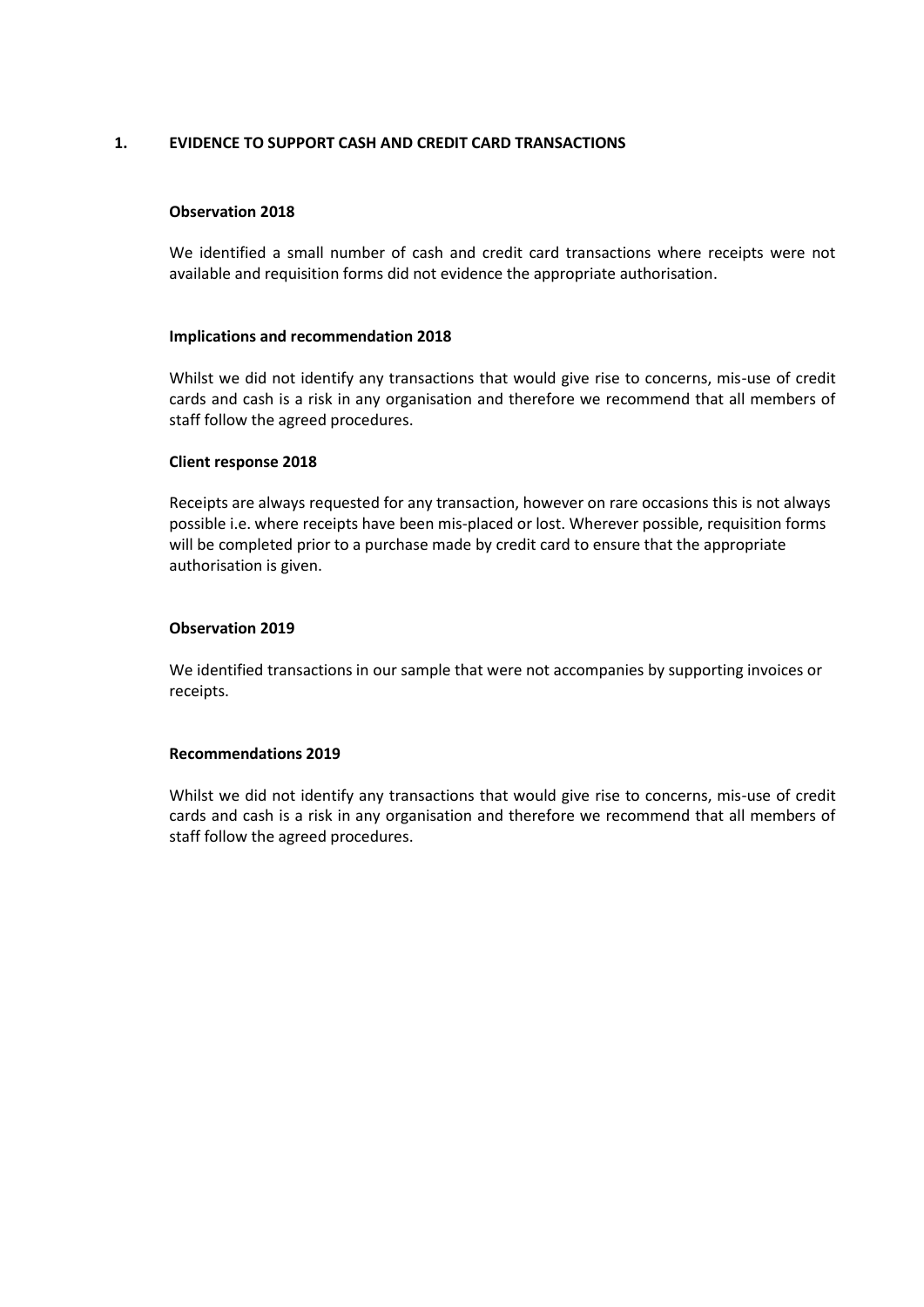## 1. EVIDENCE TO SUPPORT CASH AND CREDIT CARD TRANSACTIONS

**Observation 2018**

We identified a small number of cash and credit card transactions where receipts were not available and requisition forms did not evidence the appropriate authorisation.

**Implications and recommendation 2018**

Whilst we did not identify any transactions that would give rise to concerns, mis-use of credit cards and cash is a risk in any organisation and therefore we recommend that all members of staff follow the agreed procedures.

**Client response 2018**

Receipts are always requested for any transaction, however on rare occasions this is not always possible i.e. where receipts have been mis-placed or lost. Wherever possible, requisition forms will be completed prior to a purchase made by credit card to ensure that the appropriate authorisation is given.

**Observation 2019**

We identified transactions in our sample that were not accompanies by supporting invoices or receipts.

**Recommendations 2019**

Whilst we did not identify any transactions that would give rise to concerns, mis-use of credit cards and cash is a risk in any organisation and therefore we recommend that all members of staff follow the agreed procedures.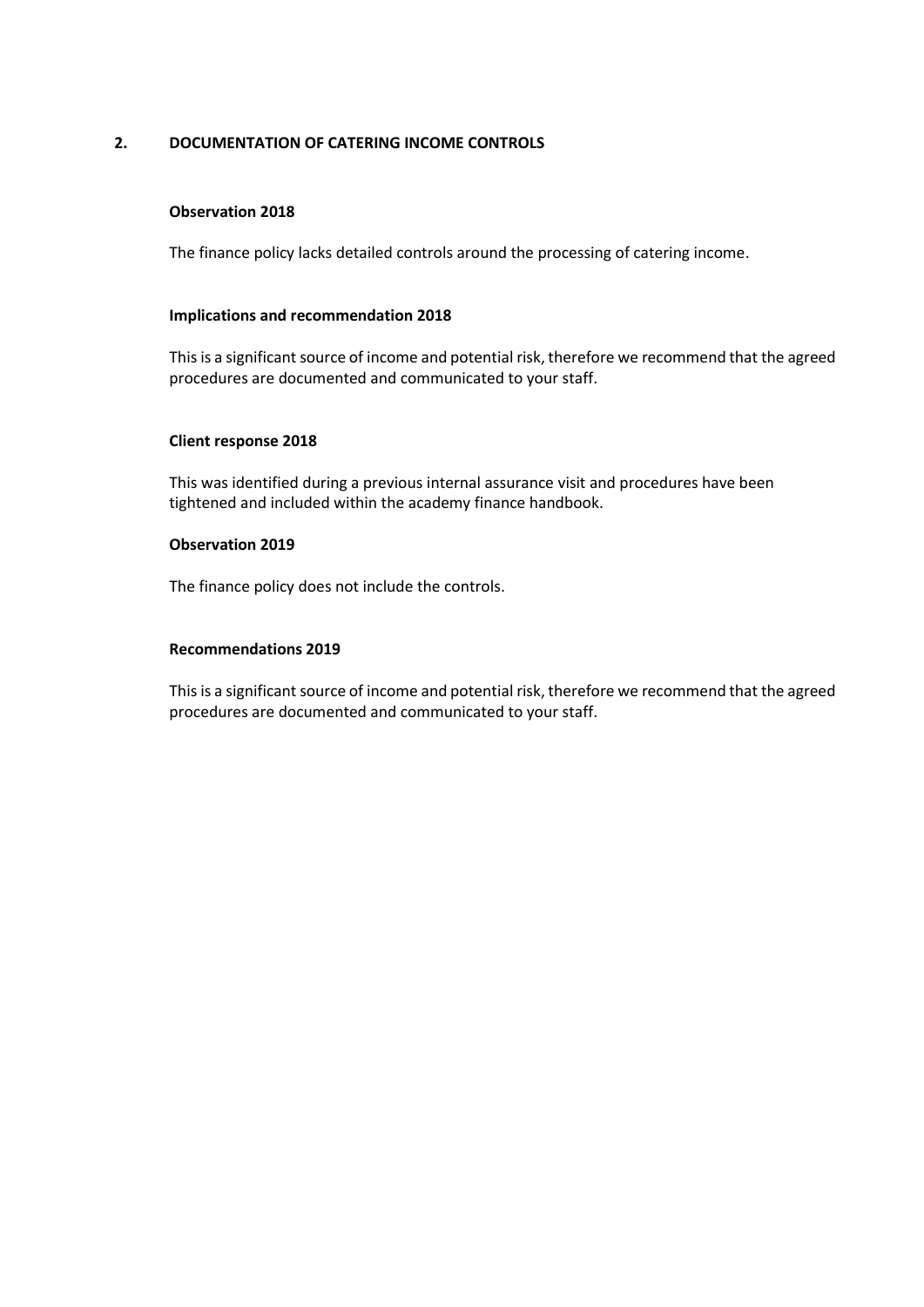## 2. DOCUMENTATION OF CATERING INCOME CONTROLS

**Observation 2018**

The finance policy lacks detailed controls around the processing of catering income.

**Implications and recommendation 2018**

This is a significant source of income and potential risk, therefore we recommend that the agreed procedures are documented and communicated to your staff.

**Client response 2018**

This was identified during a previous internal assurance visit and procedures have been tightened and included within the academy finance handbook.

**Observation 2019**

The finance policy does not include the controls.

**Recommendations 2019**

This is a significant source of income and potential risk, therefore we recommend that the agreed procedures are documented and communicated to your staff.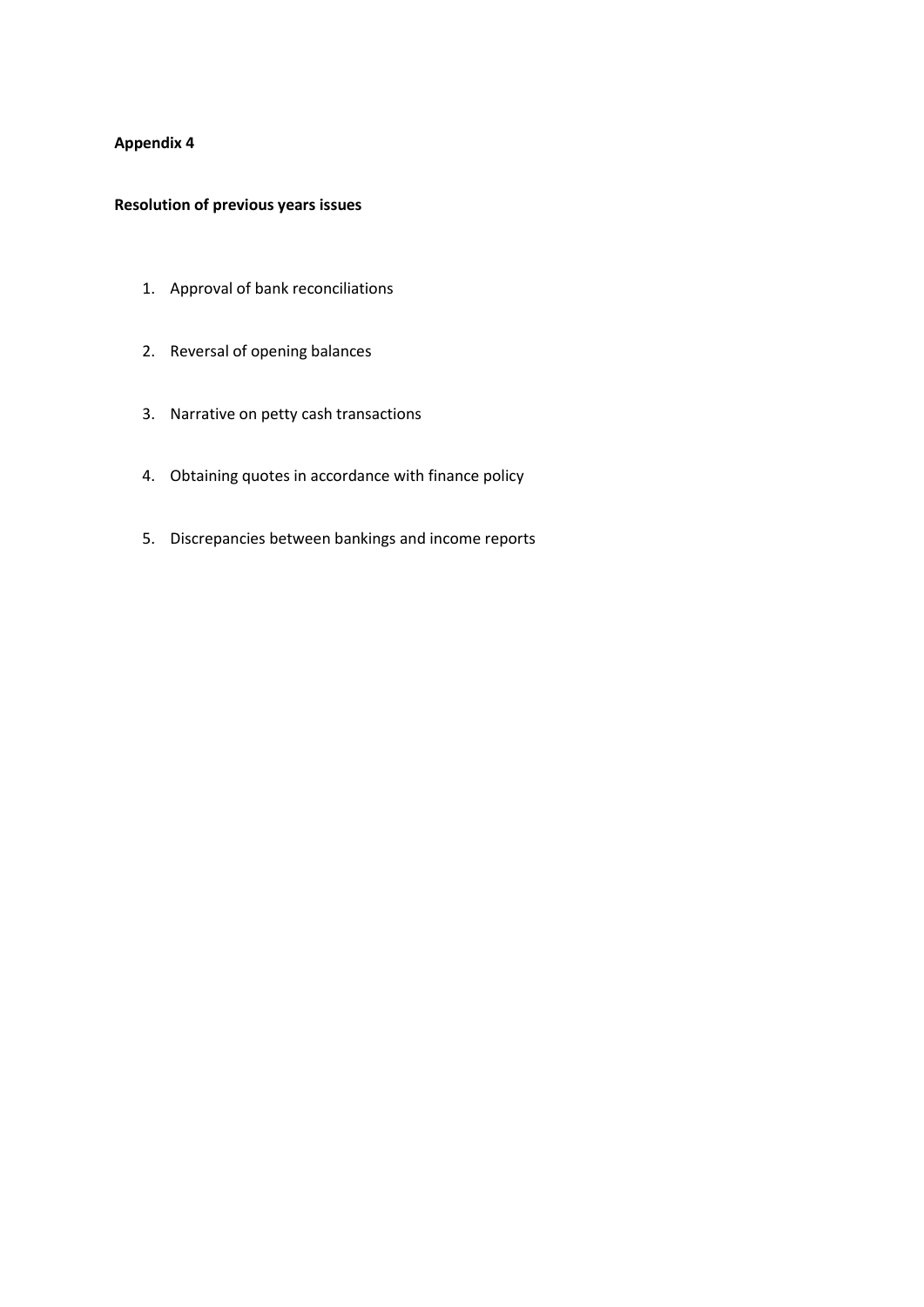**Appendix 4**

**Resolution of previous years issues**

1. Approval of bank reconciliations

2. Reversal of opening balances

3. Narrative on petty cash transactions

4. Obtaining quotes in accordance with finance policy

5. Discrepancies between bankings and income reports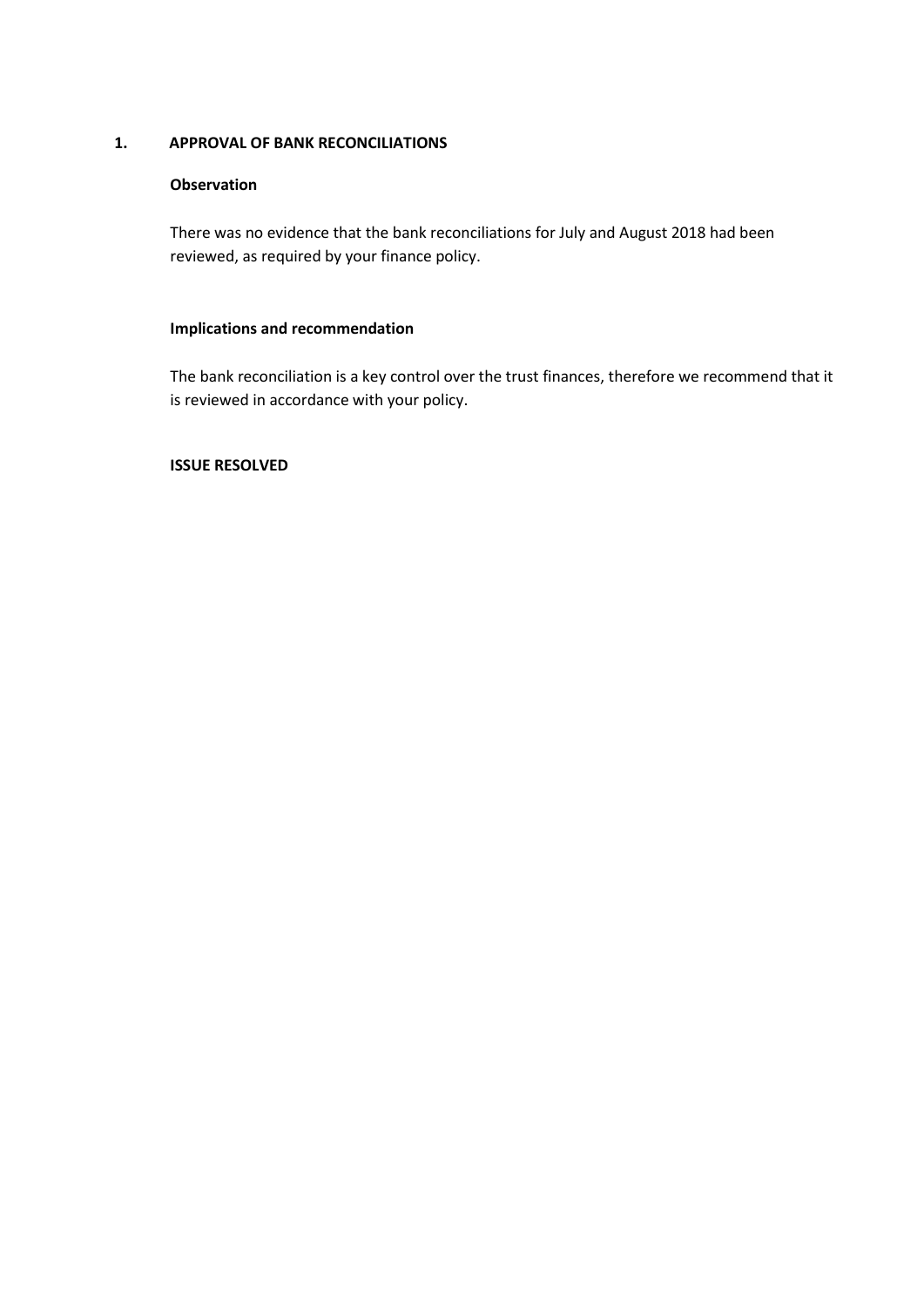## 1. APPROVAL OF BANK RECONCILIATIONS

**Observation**

There was no evidence that the bank reconciliations for July and August 2018 had been reviewed, as required by your finance policy.

**Implications and recommendation**

The bank reconciliation is a key control over the trust finances, therefore we recommend that it is reviewed in accordance with your policy.

**ISSUE RESOLVED**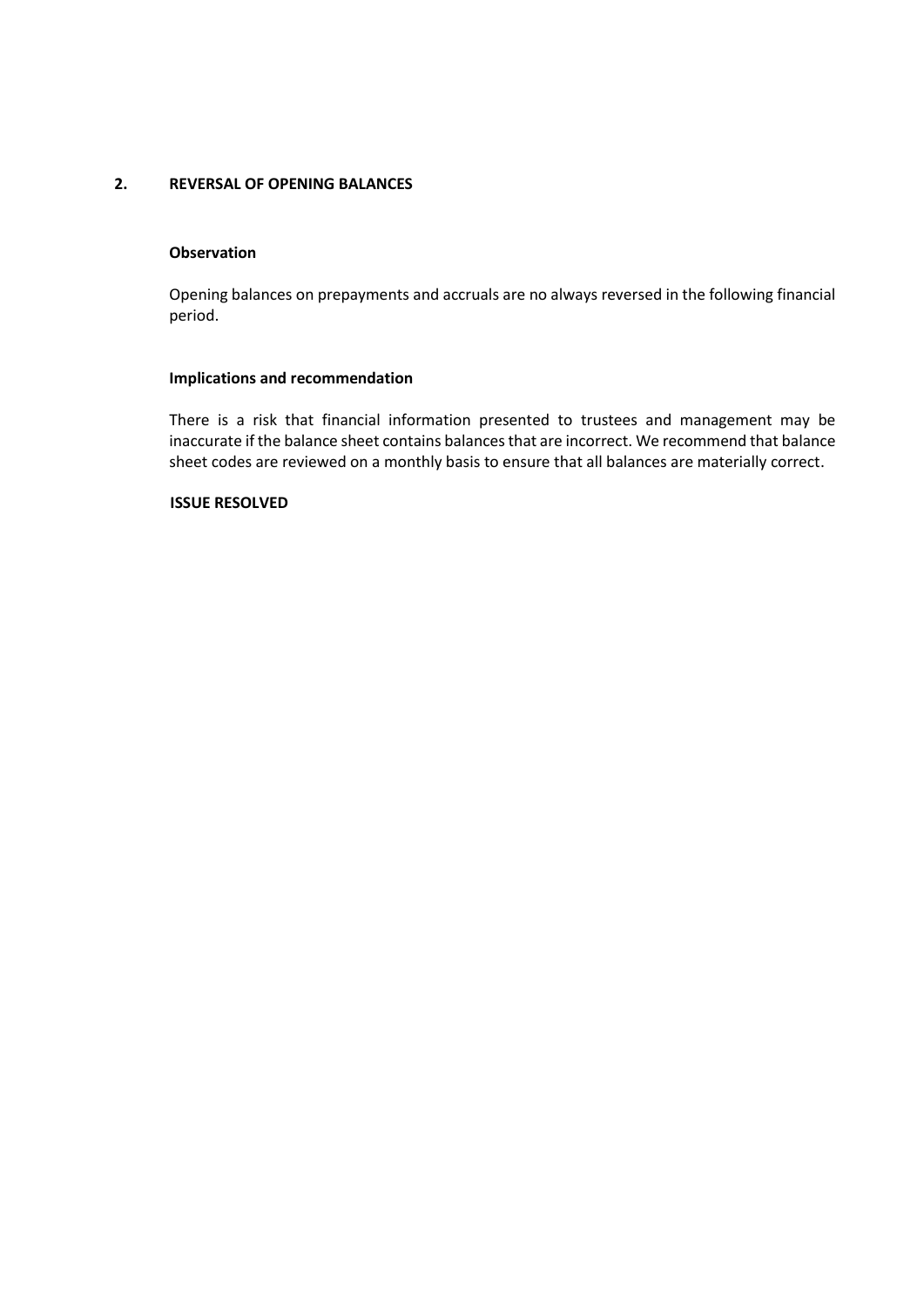## 2. REVERSAL OF OPENING BALANCES

**Observation**

Opening balances on prepayments and accruals are no always reversed in the following financial period.

**Implications and recommendation**

There is a risk that financial information presented to trustees and management may be inaccurate if the balance sheet contains balances that are incorrect. We recommend that balance sheet codes are reviewed on a monthly basis to ensure that all balances are materially correct.

**ISSUE RESOLVED**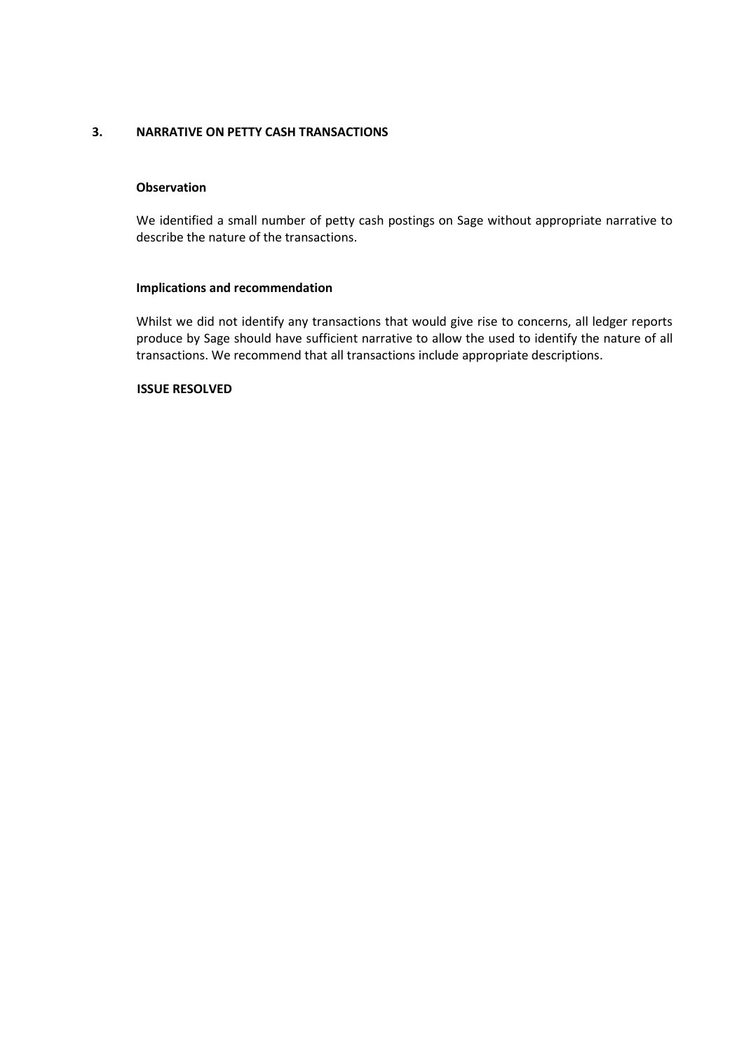## 3. NARRATIVE ON PETTY CASH TRANSACTIONS

**Observation**

We identified a small number of petty cash postings on Sage without appropriate narrative to describe the nature of the transactions.

**Implications and recommendation**

Whilst we did not identify any transactions that would give rise to concerns, all ledger reports produce by Sage should have sufficient narrative to allow the used to identify the nature of all transactions. We recommend that all transactions include appropriate descriptions.

**ISSUE RESOLVED**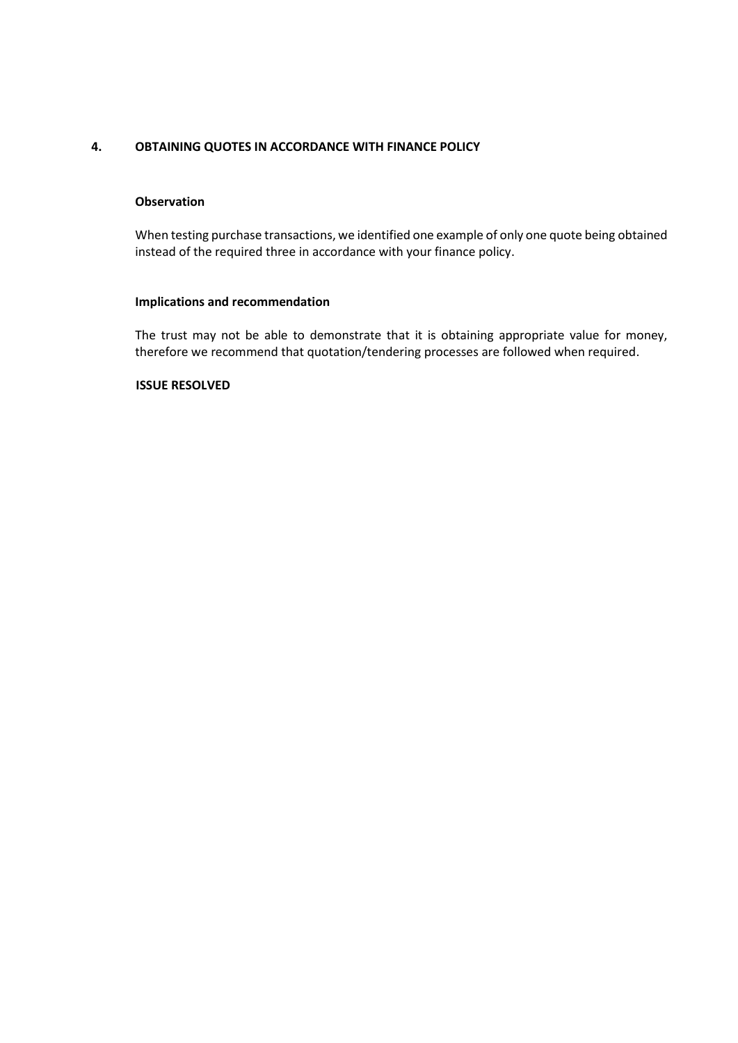## 4. OBTAINING QUOTES IN ACCORDANCE WITH FINANCE POLICY

### Observation

When testing purchase transactions, we identified one example of only one quote being obtained instead of the required three in accordance with your finance policy.

### Implications and recommendation

The trust may not be able to demonstrate that it is obtaining appropriate value for money, therefore we recommend that quotation/tendering processes are followed when required.

**ISSUE RESOLVED**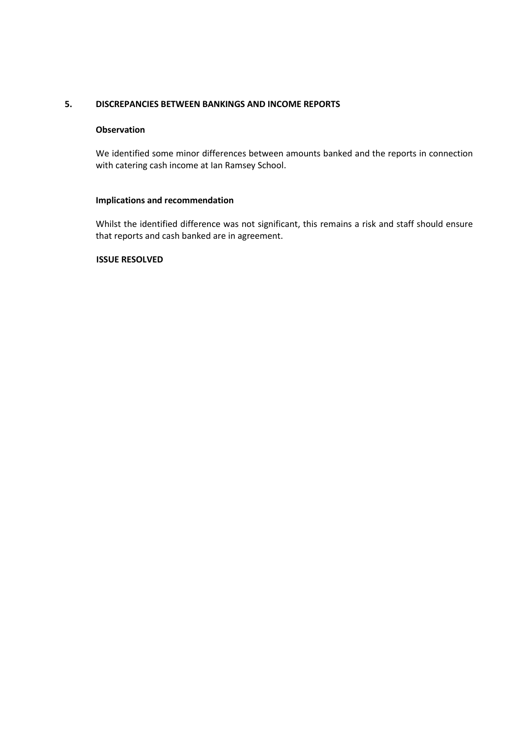## 5. DISCREPANCIES BETWEEN BANKINGS AND INCOME REPORTS

**Observation**

We identified some minor differences between amounts banked and the reports in connection with catering cash income at Ian Ramsey School.

**Implications and recommendation**

Whilst the identified difference was not significant, this remains a risk and staff should ensure that reports and cash banked are in agreement.

**ISSUE RESOLVED**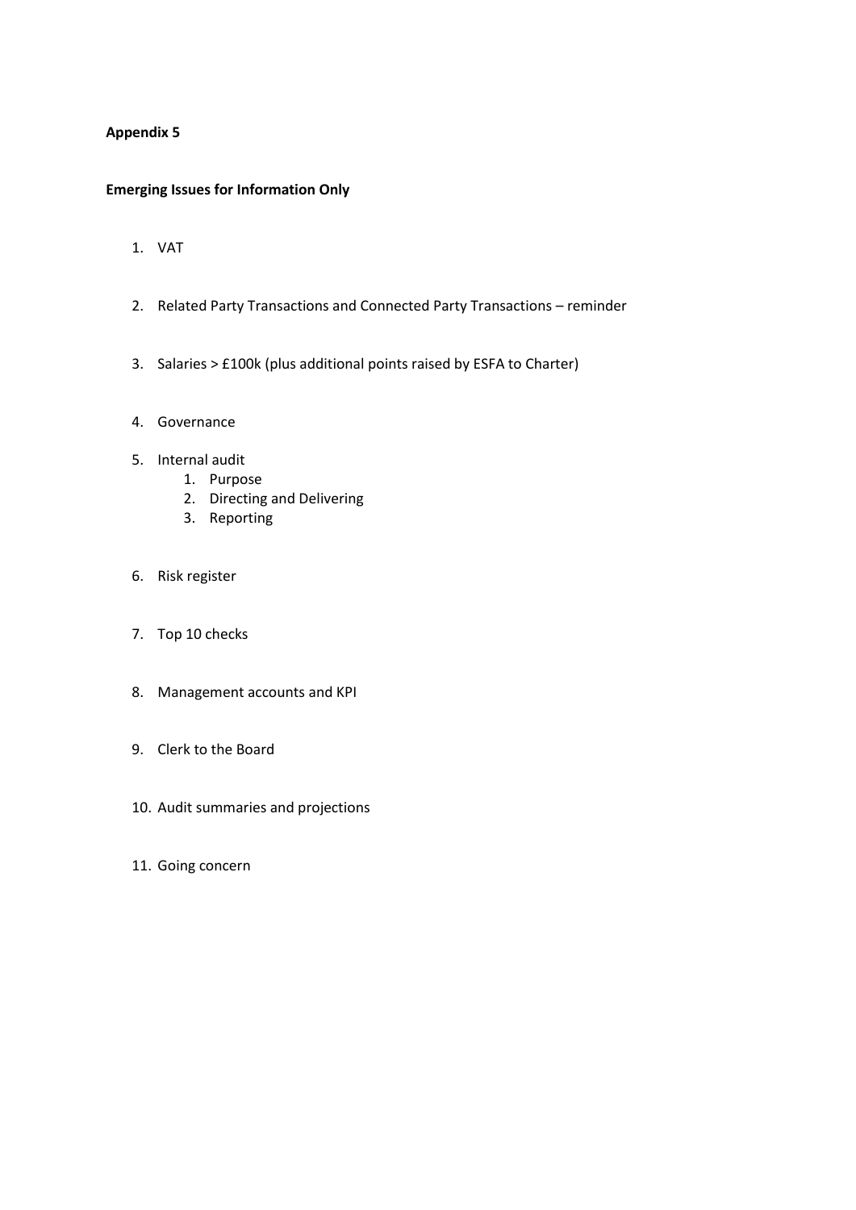**Appendix 5**

**Emerging Issues for Information Only**

1. VAT
2. Related Party Transactions and Connected Party Transactions – reminder
3. Salaries > £100k (plus additional points raised by ESFA to Charter)
4. Governance
5. Internal audit
   1. Purpose
   2. Directing and Delivering
   3. Reporting
6. Risk register
7. Top 10 checks
8. Management accounts and KPI
9. Clerk to the Board
10. Audit summaries and projections
11. Going concern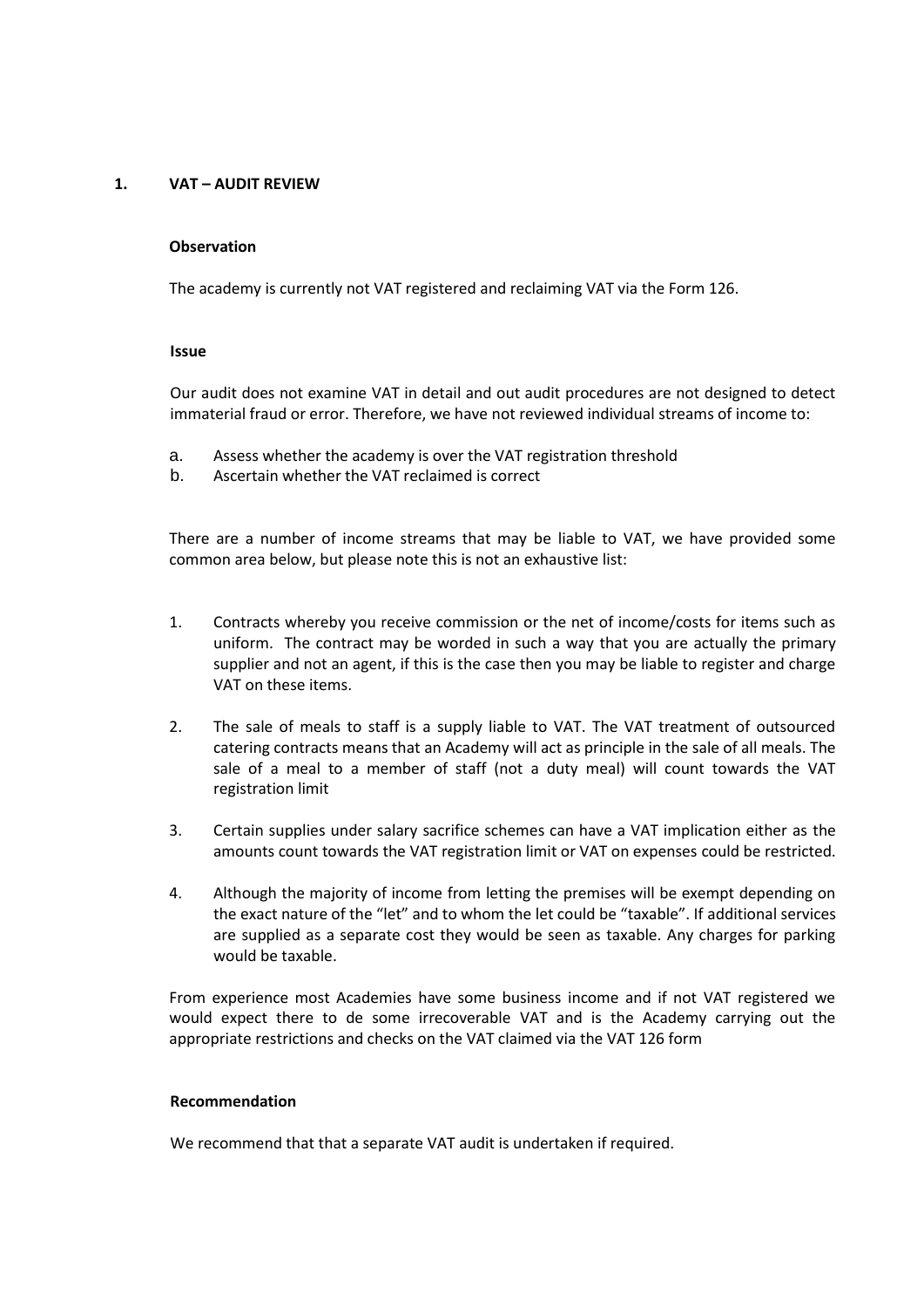# 1. VAT – AUDIT REVIEW

**Observation**

The academy is currently not VAT registered and reclaiming VAT via the Form 126.

**Issue**

Our audit does not examine VAT in detail and out audit procedures are not designed to detect immaterial fraud or error. Therefore, we have not reviewed individual streams of income to:

a. Assess whether the academy is over the VAT registration threshold
b. Ascertain whether the VAT reclaimed is correct

There are a number of income streams that may be liable to VAT, we have provided some common area below, but please note this is not an exhaustive list:

1. Contracts whereby you receive commission or the net of income/costs for items such as uniform. The contract may be worded in such a way that you are actually the primary supplier and not an agent, if this is the case then you may be liable to register and charge VAT on these items.

2. The sale of meals to staff is a supply liable to VAT. The VAT treatment of outsourced catering contracts means that an Academy will act as principle in the sale of all meals. The sale of a meal to a member of staff (not a duty meal) will count towards the VAT registration limit

3. Certain supplies under salary sacrifice schemes can have a VAT implication either as the amounts count towards the VAT registration limit or VAT on expenses could be restricted.

4. Although the majority of income from letting the premises will be exempt depending on the exact nature of the "let" and to whom the let could be "taxable". If additional services are supplied as a separate cost they would be seen as taxable. Any charges for parking would be taxable.

From experience most Academies have some business income and if not VAT registered we would expect there to de some irrecoverable VAT and is the Academy carrying out the appropriate restrictions and checks on the VAT claimed via the VAT 126 form

**Recommendation**

We recommend that that a separate VAT audit is undertaken if required.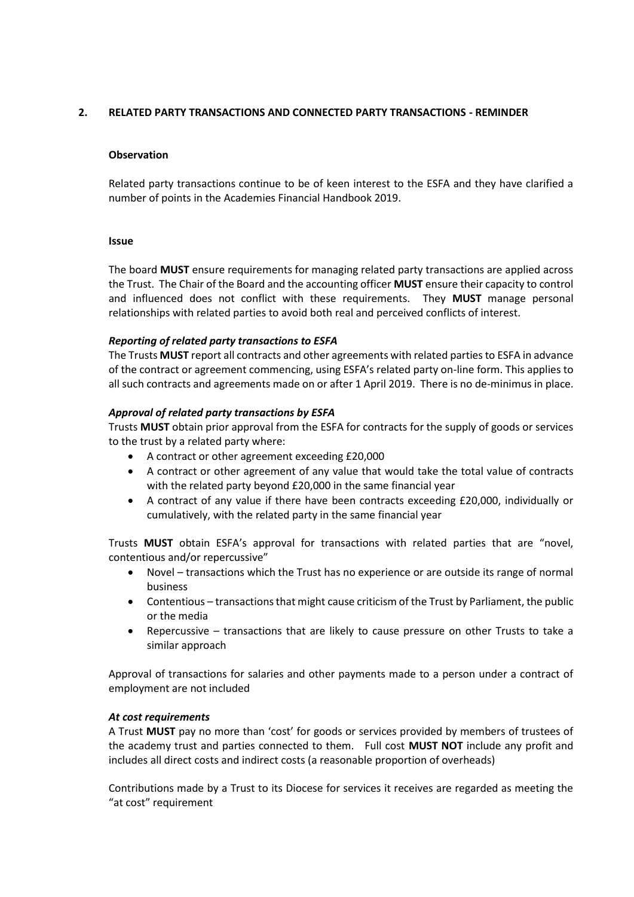## 2. RELATED PARTY TRANSACTIONS AND CONNECTED PARTY TRANSACTIONS - REMINDER

**Observation**

Related party transactions continue to be of keen interest to the ESFA and they have clarified a number of points in the Academies Financial Handbook 2019.

**Issue**

The board **MUST** ensure requirements for managing related party transactions are applied across the Trust. The Chair of the Board and the accounting officer **MUST** ensure their capacity to control and influenced does not conflict with these requirements. They **MUST** manage personal relationships with related parties to avoid both real and perceived conflicts of interest.

***Reporting of related party transactions to ESFA***

The Trusts **MUST** report all contracts and other agreements with related parties to ESFA in advance of the contract or agreement commencing, using ESFA's related party on-line form. This applies to all such contracts and agreements made on or after 1 April 2019. There is no de-minimus in place.

***Approval of related party transactions by ESFA***

Trusts **MUST** obtain prior approval from the ESFA for contracts for the supply of goods or services to the trust by a related party where:

- A contract or other agreement exceeding £20,000
- A contract or other agreement of any value that would take the total value of contracts with the related party beyond £20,000 in the same financial year
- A contract of any value if there have been contracts exceeding £20,000, individually or cumulatively, with the related party in the same financial year

Trusts **MUST** obtain ESFA's approval for transactions with related parties that are "novel, contentious and/or repercussive"

- Novel – transactions which the Trust has no experience or are outside its range of normal business
- Contentious – transactions that might cause criticism of the Trust by Parliament, the public or the media
- Repercussive – transactions that are likely to cause pressure on other Trusts to take a similar approach

Approval of transactions for salaries and other payments made to a person under a contract of employment are not included

***At cost requirements***

A Trust **MUST** pay no more than 'cost' for goods or services provided by members of trustees of the academy trust and parties connected to them. Full cost **MUST NOT** include any profit and includes all direct costs and indirect costs (a reasonable proportion of overheads)

Contributions made by a Trust to its Diocese for services it receives are regarded as meeting the "at cost" requirement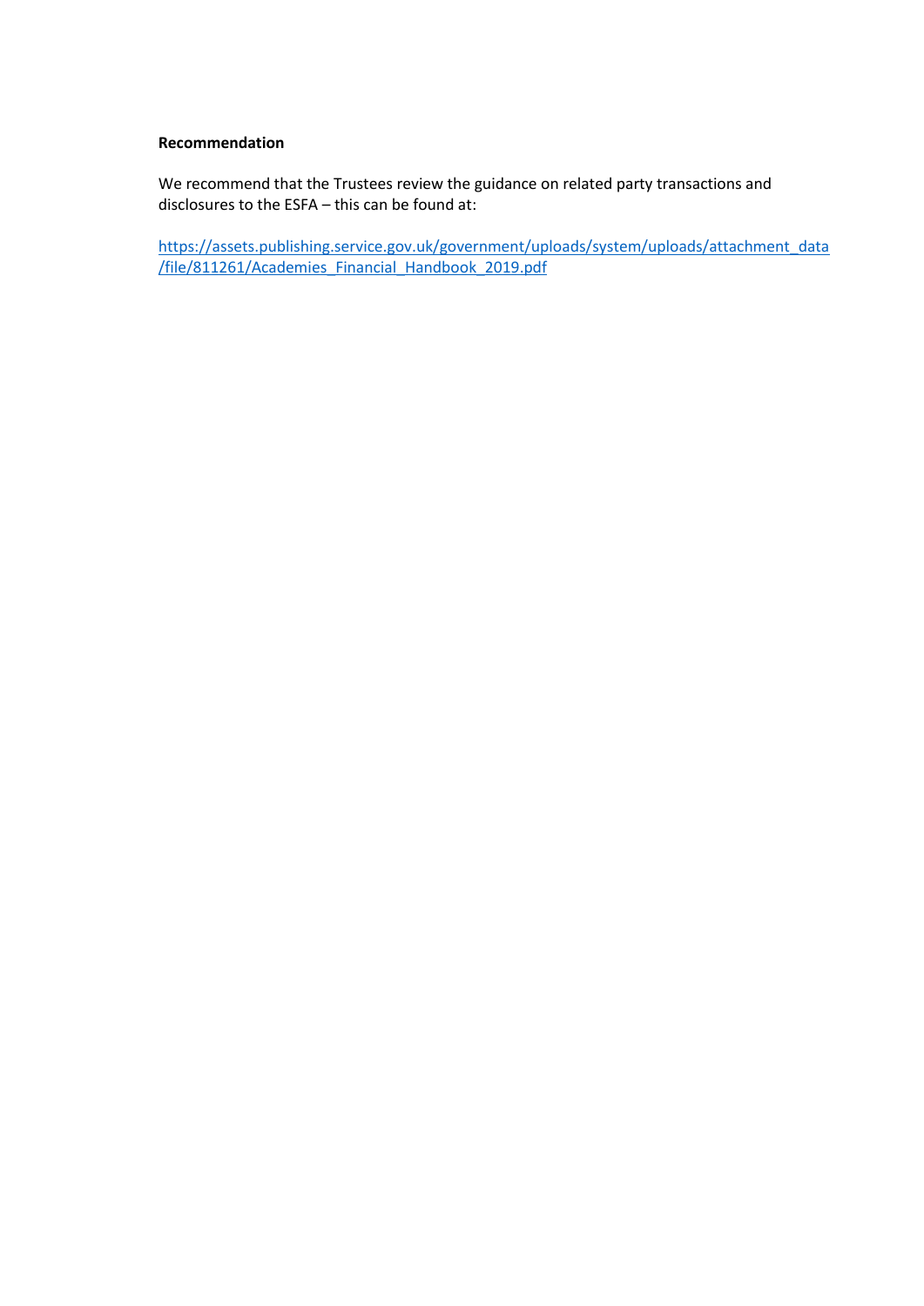**Recommendation**

We recommend that the Trustees review the guidance on related party transactions and disclosures to the ESFA – this can be found at:

https://assets.publishing.service.gov.uk/government/uploads/system/uploads/attachment_data/file/811261/Academies_Financial_Handbook_2019.pdf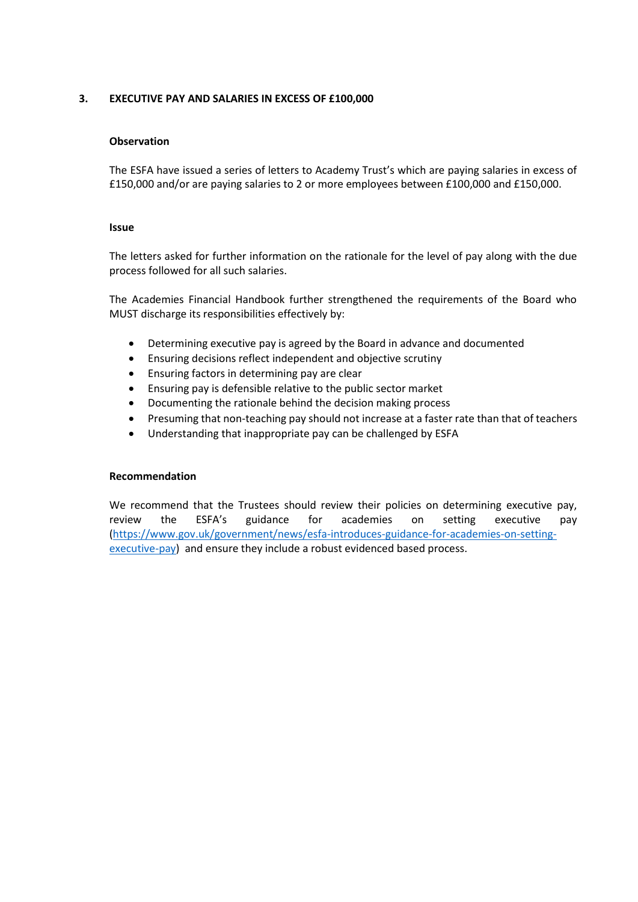## 3. EXECUTIVE PAY AND SALARIES IN EXCESS OF £100,000

### Observation

The ESFA have issued a series of letters to Academy Trust's which are paying salaries in excess of £150,000 and/or are paying salaries to 2 or more employees between £100,000 and £150,000.

### Issue

The letters asked for further information on the rationale for the level of pay along with the due process followed for all such salaries.

The Academies Financial Handbook further strengthened the requirements of the Board who MUST discharge its responsibilities effectively by:

- Determining executive pay is agreed by the Board in advance and documented
- Ensuring decisions reflect independent and objective scrutiny
- Ensuring factors in determining pay are clear
- Ensuring pay is defensible relative to the public sector market
- Documenting the rationale behind the decision making process
- Presuming that non-teaching pay should not increase at a faster rate than that of teachers
- Understanding that inappropriate pay can be challenged by ESFA

### Recommendation

We recommend that the Trustees should review their policies on determining executive pay, review the ESFA's guidance for academies on setting executive pay (https://www.gov.uk/government/news/esfa-introduces-guidance-for-academies-on-setting-executive-pay) and ensure they include a robust evidenced based process.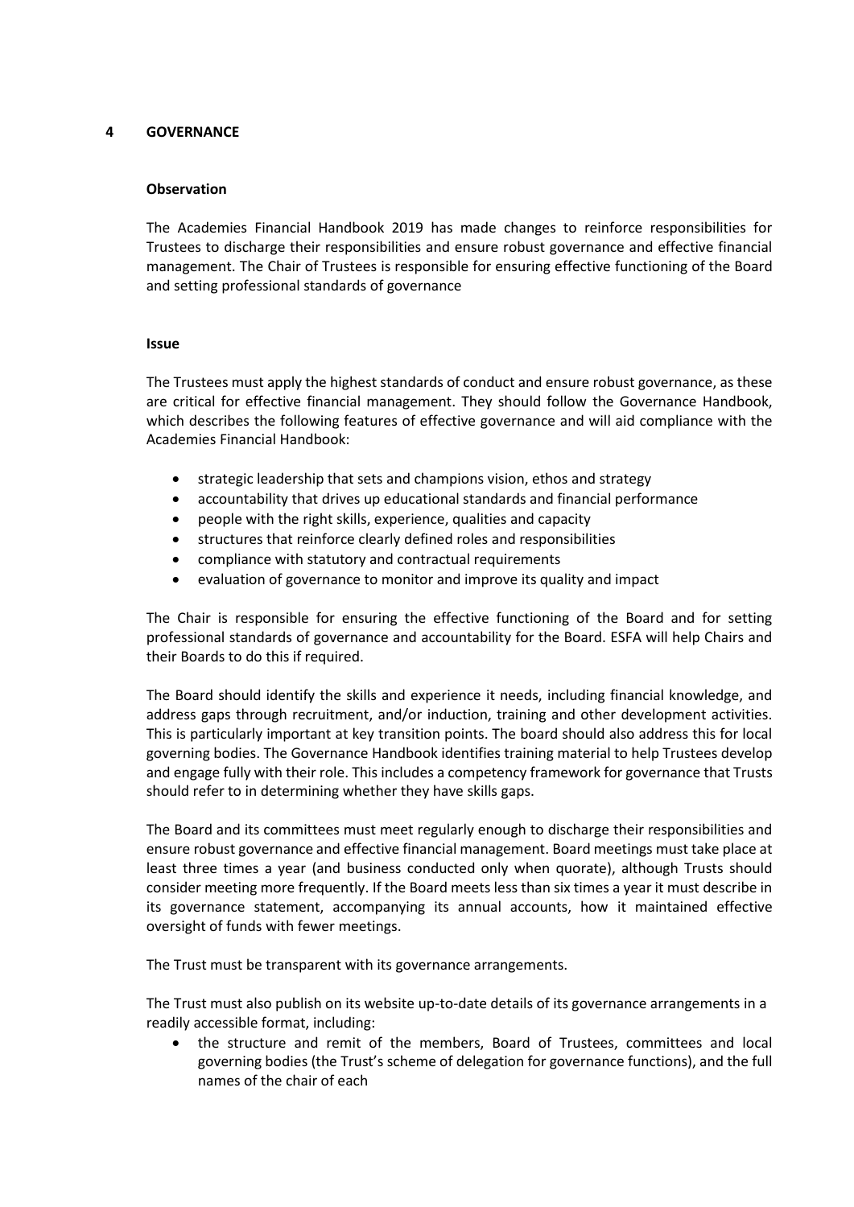## 4 GOVERNANCE

### Observation

The Academies Financial Handbook 2019 has made changes to reinforce responsibilities for Trustees to discharge their responsibilities and ensure robust governance and effective financial management. The Chair of Trustees is responsible for ensuring effective functioning of the Board and setting professional standards of governance

### Issue

The Trustees must apply the highest standards of conduct and ensure robust governance, as these are critical for effective financial management. They should follow the Governance Handbook, which describes the following features of effective governance and will aid compliance with the Academies Financial Handbook:

- strategic leadership that sets and champions vision, ethos and strategy
- accountability that drives up educational standards and financial performance
- people with the right skills, experience, qualities and capacity
- structures that reinforce clearly defined roles and responsibilities
- compliance with statutory and contractual requirements
- evaluation of governance to monitor and improve its quality and impact

The Chair is responsible for ensuring the effective functioning of the Board and for setting professional standards of governance and accountability for the Board. ESFA will help Chairs and their Boards to do this if required.

The Board should identify the skills and experience it needs, including financial knowledge, and address gaps through recruitment, and/or induction, training and other development activities. This is particularly important at key transition points. The board should also address this for local governing bodies. The Governance Handbook identifies training material to help Trustees develop and engage fully with their role. This includes a competency framework for governance that Trusts should refer to in determining whether they have skills gaps.

The Board and its committees must meet regularly enough to discharge their responsibilities and ensure robust governance and effective financial management. Board meetings must take place at least three times a year (and business conducted only when quorate), although Trusts should consider meeting more frequently. If the Board meets less than six times a year it must describe in its governance statement, accompanying its annual accounts, how it maintained effective oversight of funds with fewer meetings.

The Trust must be transparent with its governance arrangements.

The Trust must also publish on its website up-to-date details of its governance arrangements in a readily accessible format, including:

- the structure and remit of the members, Board of Trustees, committees and local governing bodies (the Trust's scheme of delegation for governance functions), and the full names of the chair of each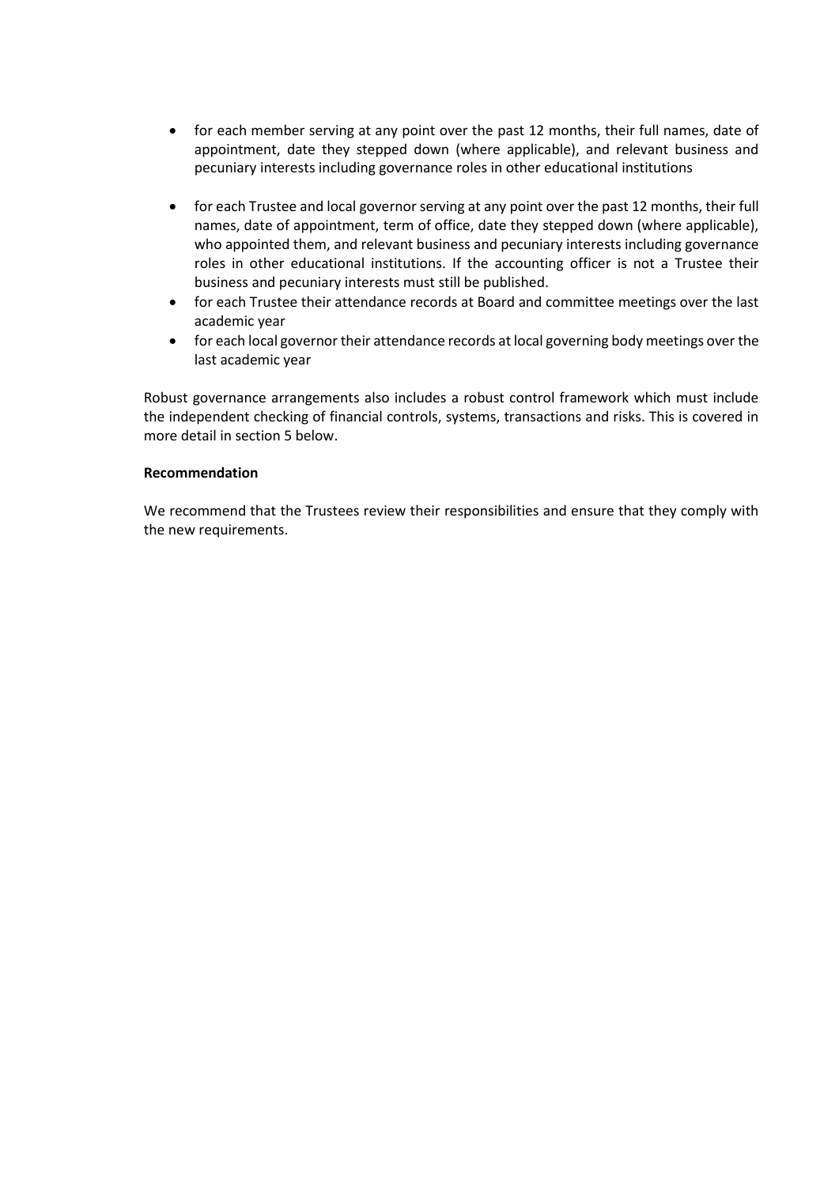- for each member serving at any point over the past 12 months, their full names, date of appointment, date they stepped down (where applicable), and relevant business and pecuniary interests including governance roles in other educational institutions
- for each Trustee and local governor serving at any point over the past 12 months, their full names, date of appointment, term of office, date they stepped down (where applicable), who appointed them, and relevant business and pecuniary interests including governance roles in other educational institutions. If the accounting officer is not a Trustee their business and pecuniary interests must still be published.
- for each Trustee their attendance records at Board and committee meetings over the last academic year
- for each local governor their attendance records at local governing body meetings over the last academic year

Robust governance arrangements also includes a robust control framework which must include the independent checking of financial controls, systems, transactions and risks. This is covered in more detail in section 5 below.

**Recommendation**

We recommend that the Trustees review their responsibilities and ensure that they comply with the new requirements.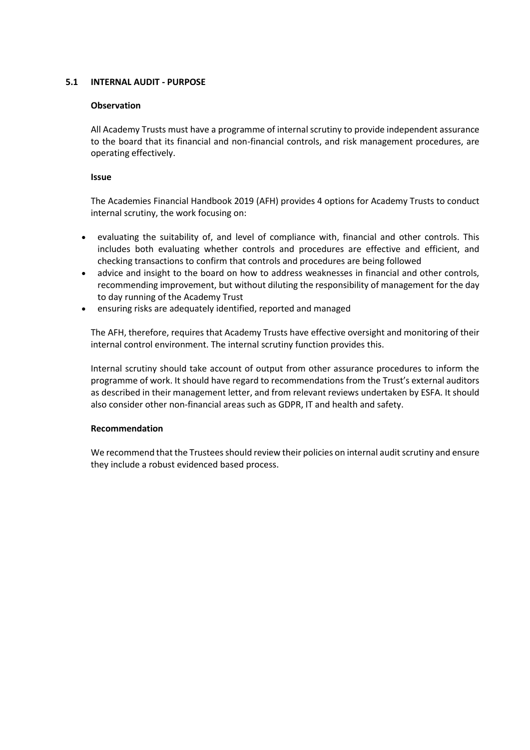## 5.1 INTERNAL AUDIT - PURPOSE

**Observation**

All Academy Trusts must have a programme of internal scrutiny to provide independent assurance to the board that its financial and non-financial controls, and risk management procedures, are operating effectively.

**Issue**

The Academies Financial Handbook 2019 (AFH) provides 4 options for Academy Trusts to conduct internal scrutiny, the work focusing on:

- evaluating the suitability of, and level of compliance with, financial and other controls. This includes both evaluating whether controls and procedures are effective and efficient, and checking transactions to confirm that controls and procedures are being followed
- advice and insight to the board on how to address weaknesses in financial and other controls, recommending improvement, but without diluting the responsibility of management for the day to day running of the Academy Trust
- ensuring risks are adequately identified, reported and managed

The AFH, therefore, requires that Academy Trusts have effective oversight and monitoring of their internal control environment. The internal scrutiny function provides this.

Internal scrutiny should take account of output from other assurance procedures to inform the programme of work. It should have regard to recommendations from the Trust's external auditors as described in their management letter, and from relevant reviews undertaken by ESFA. It should also consider other non-financial areas such as GDPR, IT and health and safety.

**Recommendation**

We recommend that the Trustees should review their policies on internal audit scrutiny and ensure they include a robust evidenced based process.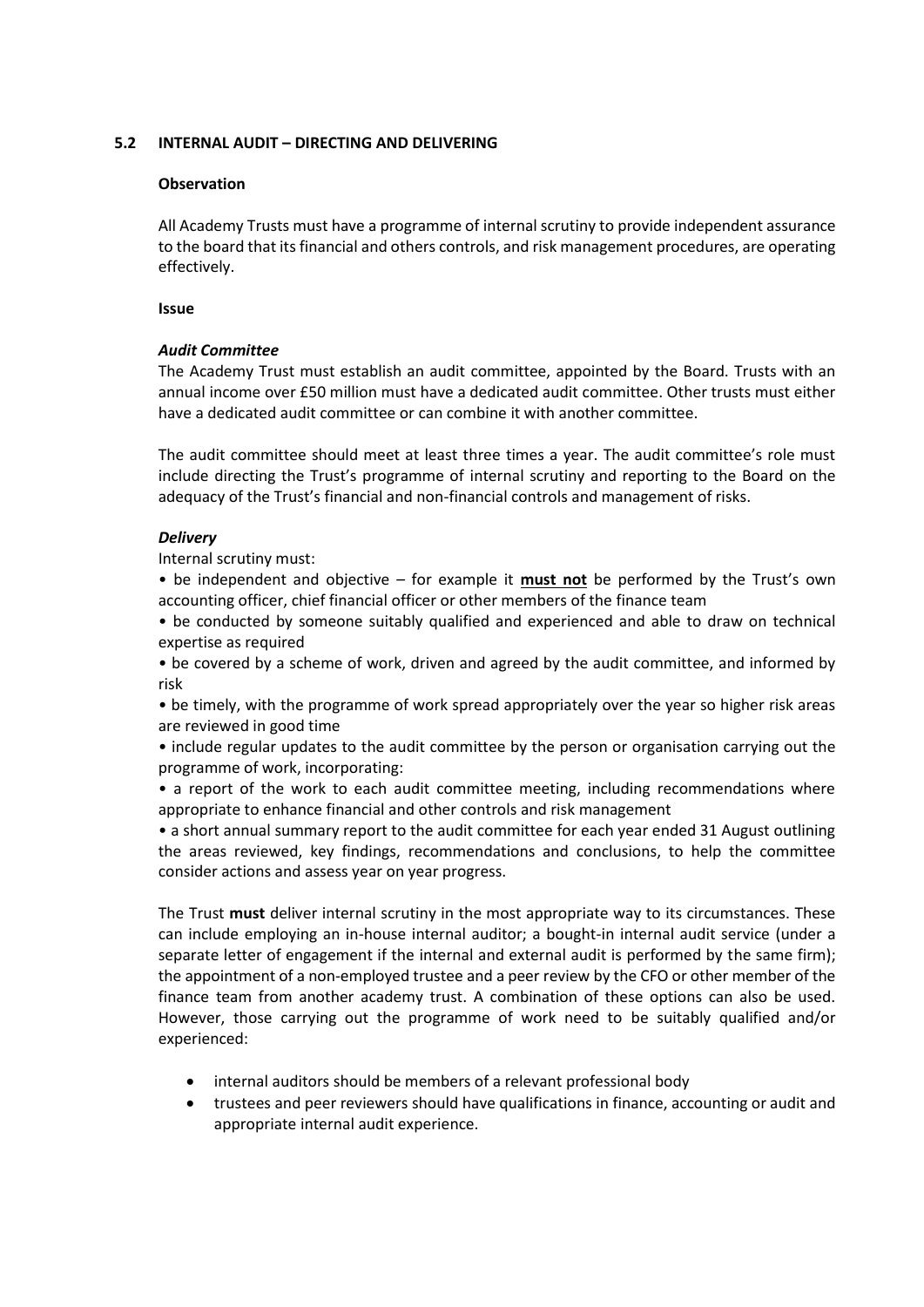## 5.2 INTERNAL AUDIT – DIRECTING AND DELIVERING

**Observation**

All Academy Trusts must have a programme of internal scrutiny to provide independent assurance to the board that its financial and others controls, and risk management procedures, are operating effectively.

**Issue**

***Audit Committee***

The Academy Trust must establish an audit committee, appointed by the Board. Trusts with an annual income over £50 million must have a dedicated audit committee. Other trusts must either have a dedicated audit committee or can combine it with another committee.

The audit committee should meet at least three times a year. The audit committee's role must include directing the Trust's programme of internal scrutiny and reporting to the Board on the adequacy of the Trust's financial and non-financial controls and management of risks.

***Delivery***

Internal scrutiny must:

- be independent and objective – for example it **<u>must not</u>** be performed by the Trust's own accounting officer, chief financial officer or other members of the finance team
- be conducted by someone suitably qualified and experienced and able to draw on technical expertise as required
- be covered by a scheme of work, driven and agreed by the audit committee, and informed by risk
- be timely, with the programme of work spread appropriately over the year so higher risk areas are reviewed in good time
- include regular updates to the audit committee by the person or organisation carrying out the programme of work, incorporating:
- a report of the work to each audit committee meeting, including recommendations where appropriate to enhance financial and other controls and risk management
- a short annual summary report to the audit committee for each year ended 31 August outlining the areas reviewed, key findings, recommendations and conclusions, to help the committee consider actions and assess year on year progress.

The Trust **must** deliver internal scrutiny in the most appropriate way to its circumstances. These can include employing an in-house internal auditor; a bought-in internal audit service (under a separate letter of engagement if the internal and external audit is performed by the same firm); the appointment of a non-employed trustee and a peer review by the CFO or other member of the finance team from another academy trust. A combination of these options can also be used. However, those carrying out the programme of work need to be suitably qualified and/or experienced:

- internal auditors should be members of a relevant professional body
- trustees and peer reviewers should have qualifications in finance, accounting or audit and appropriate internal audit experience.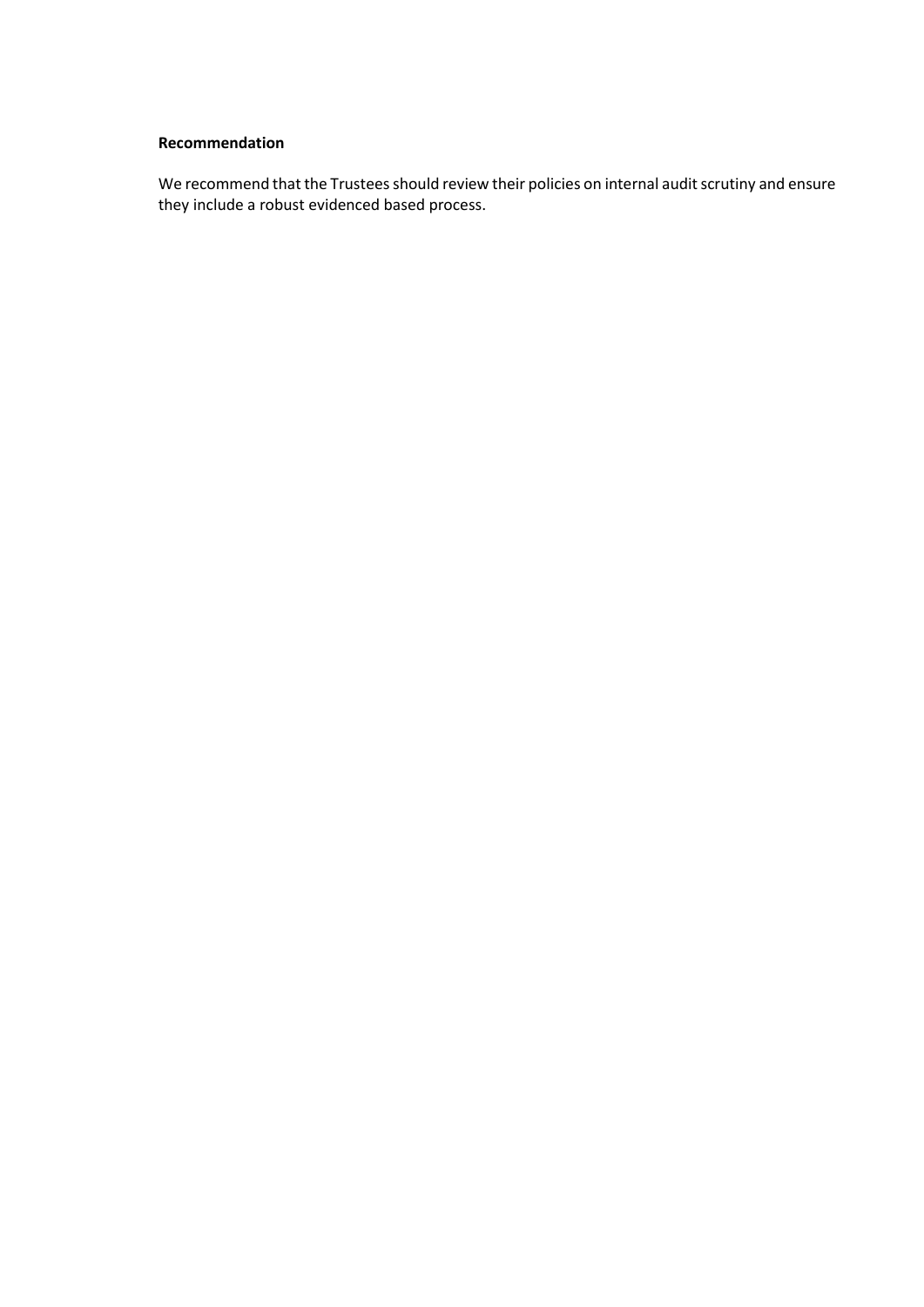**Recommendation**

We recommend that the Trustees should review their policies on internal audit scrutiny and ensure they include a robust evidenced based process.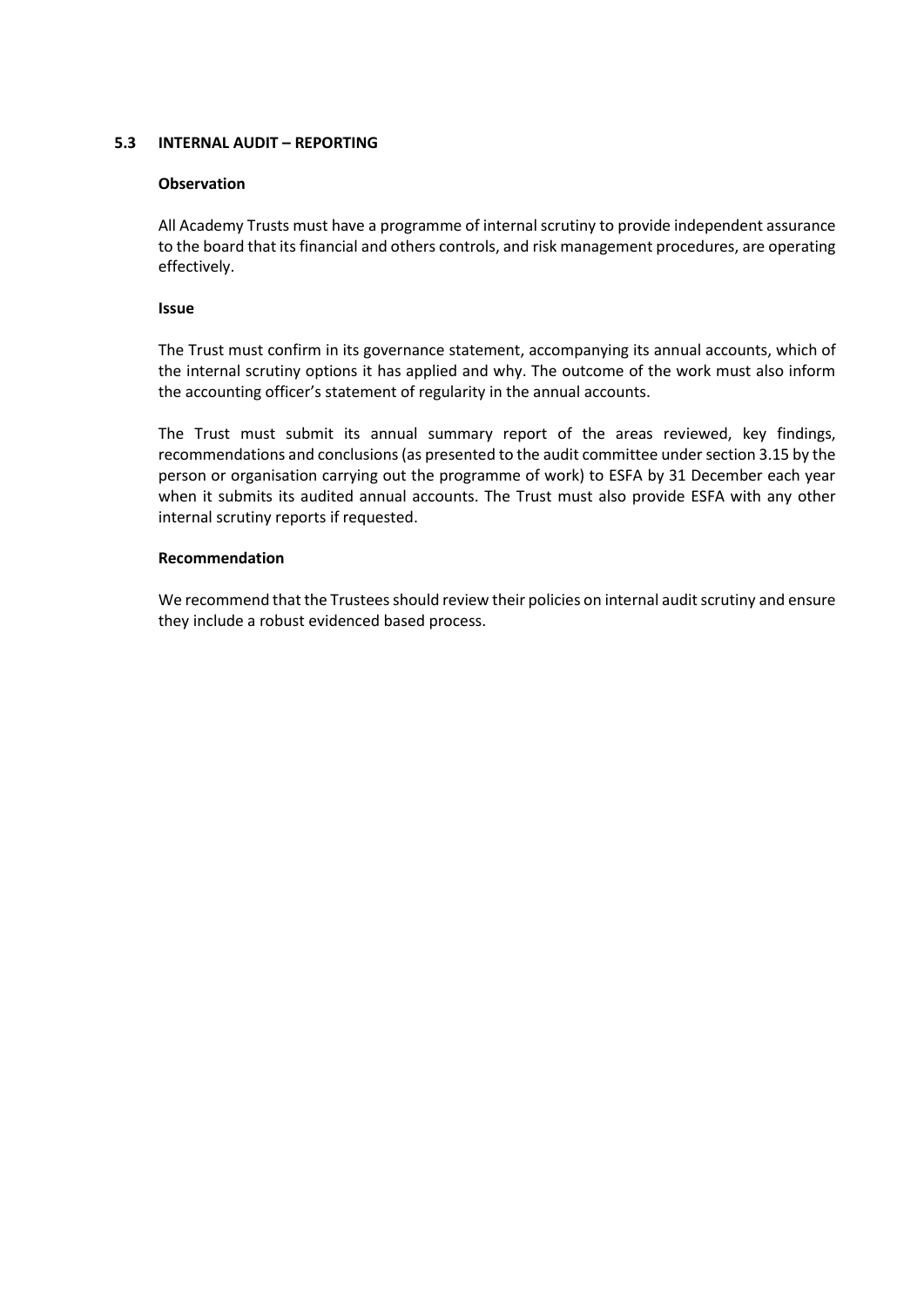### 5.3 INTERNAL AUDIT – REPORTING

**Observation**

All Academy Trusts must have a programme of internal scrutiny to provide independent assurance to the board that its financial and others controls, and risk management procedures, are operating effectively.

**Issue**

The Trust must confirm in its governance statement, accompanying its annual accounts, which of the internal scrutiny options it has applied and why. The outcome of the work must also inform the accounting officer's statement of regularity in the annual accounts.

The Trust must submit its annual summary report of the areas reviewed, key findings, recommendations and conclusions (as presented to the audit committee under section 3.15 by the person or organisation carrying out the programme of work) to ESFA by 31 December each year when it submits its audited annual accounts. The Trust must also provide ESFA with any other internal scrutiny reports if requested.

**Recommendation**

We recommend that the Trustees should review their policies on internal audit scrutiny and ensure they include a robust evidenced based process.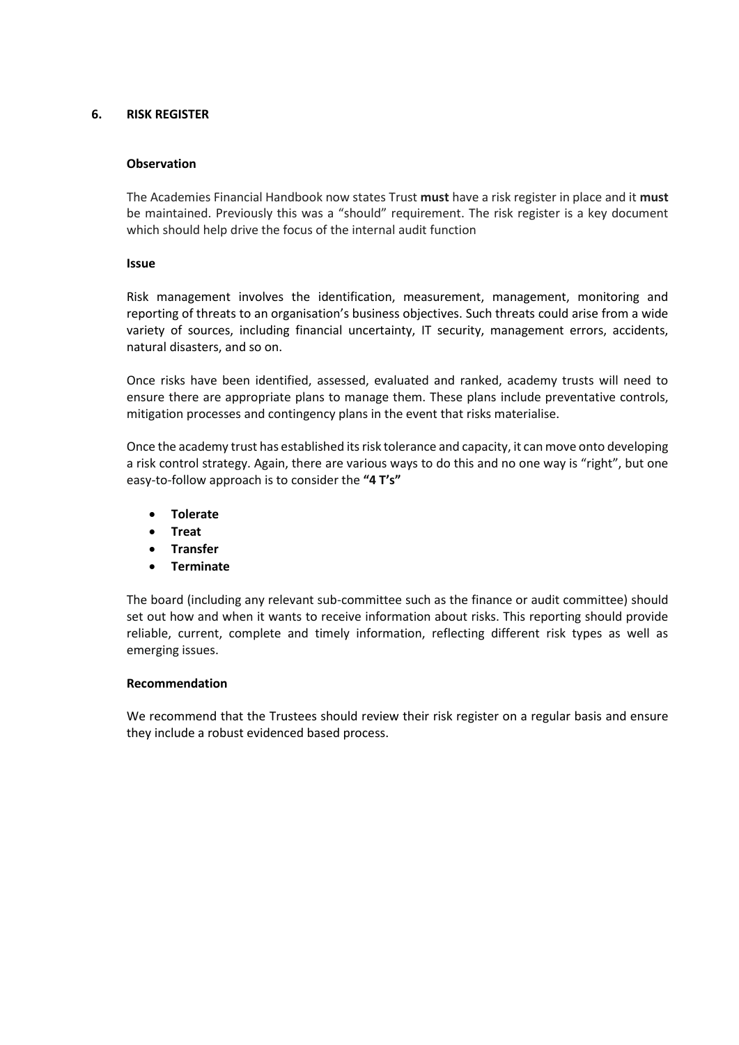## 6. RISK REGISTER

**Observation**

The Academies Financial Handbook now states Trust **must** have a risk register in place and it **must** be maintained. Previously this was a "should" requirement. The risk register is a key document which should help drive the focus of the internal audit function

**Issue**

Risk management involves the identification, measurement, management, monitoring and reporting of threats to an organisation's business objectives. Such threats could arise from a wide variety of sources, including financial uncertainty, IT security, management errors, accidents, natural disasters, and so on.

Once risks have been identified, assessed, evaluated and ranked, academy trusts will need to ensure there are appropriate plans to manage them. These plans include preventative controls, mitigation processes and contingency plans in the event that risks materialise.

Once the academy trust has established its risk tolerance and capacity, it can move onto developing a risk control strategy. Again, there are various ways to do this and no one way is "right", but one easy-to-follow approach is to consider the **"4 T's"**

- **Tolerate**
- **Treat**
- **Transfer**
- **Terminate**

The board (including any relevant sub-committee such as the finance or audit committee) should set out how and when it wants to receive information about risks. This reporting should provide reliable, current, complete and timely information, reflecting different risk types as well as emerging issues.

**Recommendation**

We recommend that the Trustees should review their risk register on a regular basis and ensure they include a robust evidenced based process.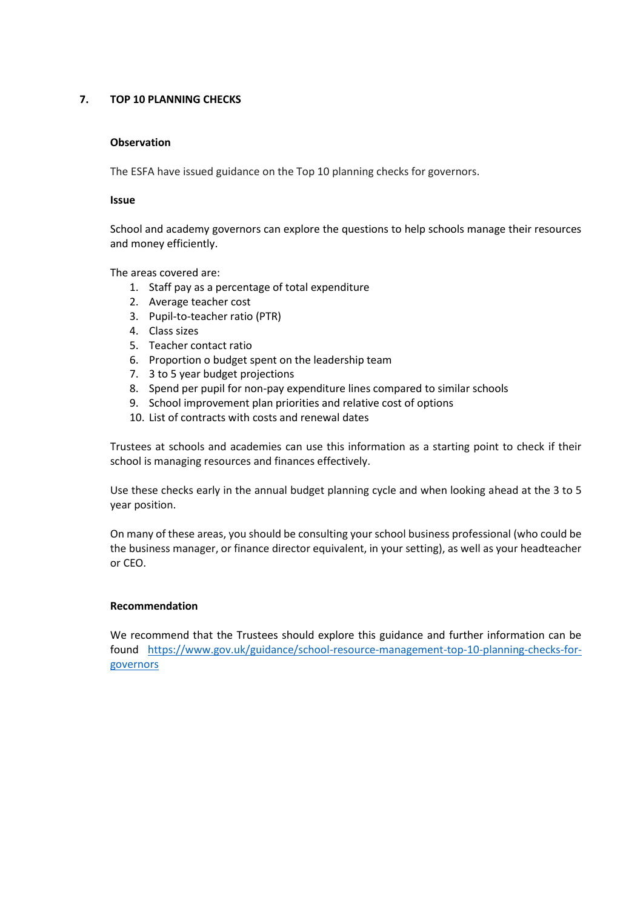## 7. TOP 10 PLANNING CHECKS

**Observation**

The ESFA have issued guidance on the Top 10 planning checks for governors.

**Issue**

School and academy governors can explore the questions to help schools manage their resources and money efficiently.

The areas covered are:

1. Staff pay as a percentage of total expenditure
2. Average teacher cost
3. Pupil-to-teacher ratio (PTR)
4. Class sizes
5. Teacher contact ratio
6. Proportion o budget spent on the leadership team
7. 3 to 5 year budget projections
8. Spend per pupil for non-pay expenditure lines compared to similar schools
9. School improvement plan priorities and relative cost of options
10. List of contracts with costs and renewal dates

Trustees at schools and academies can use this information as a starting point to check if their school is managing resources and finances effectively.

Use these checks early in the annual budget planning cycle and when looking ahead at the 3 to 5 year position.

On many of these areas, you should be consulting your school business professional (who could be the business manager, or finance director equivalent, in your setting), as well as your headteacher or CEO.

**Recommendation**

We recommend that the Trustees should explore this guidance and further information can be found [https://www.gov.uk/guidance/school-resource-management-top-10-planning-checks-for-governors](https://www.gov.uk/guidance/school-resource-management-top-10-planning-checks-for-governors)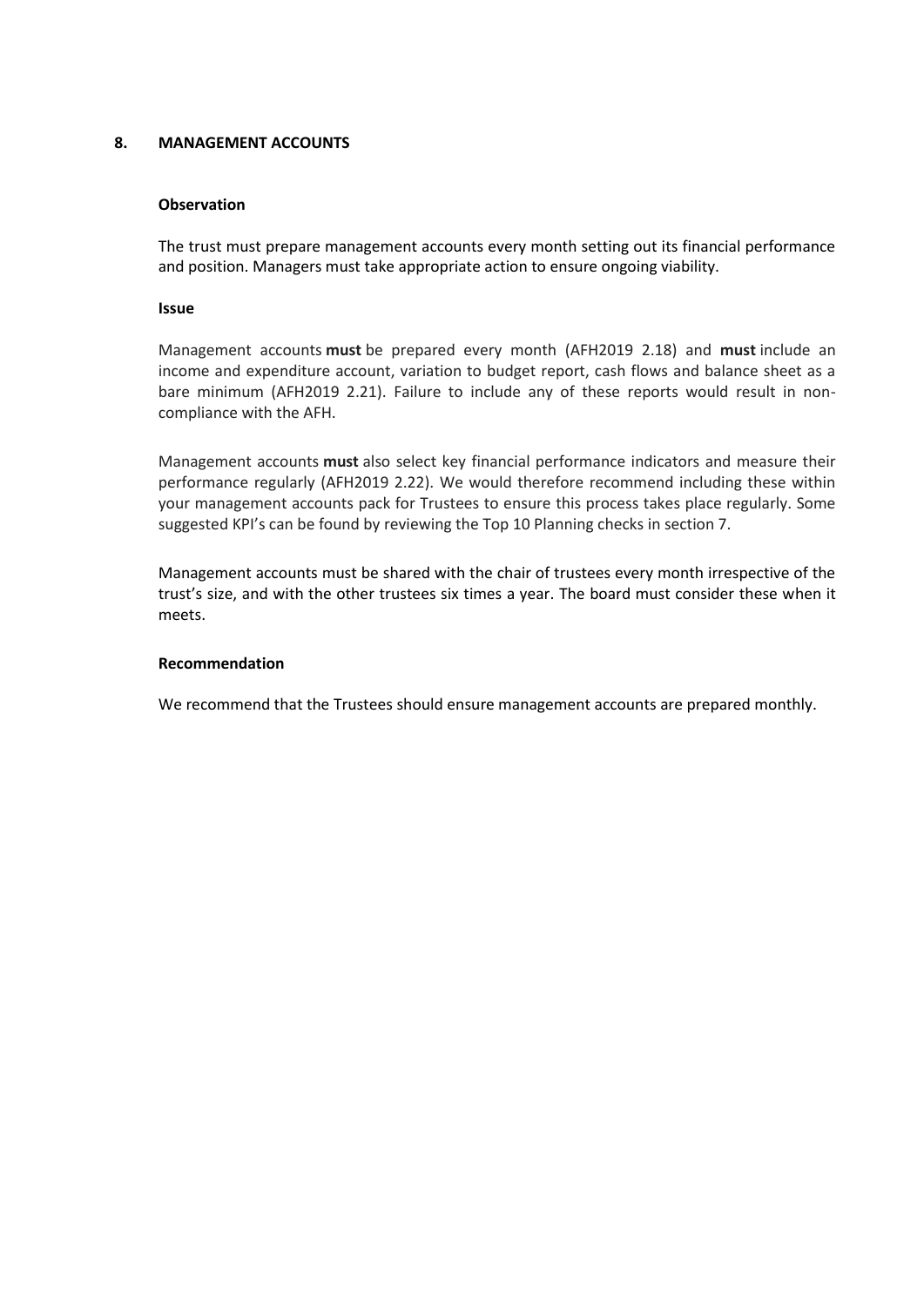## 8. MANAGEMENT ACCOUNTS

### Observation

The trust must prepare management accounts every month setting out its financial performance and position. Managers must take appropriate action to ensure ongoing viability.

### Issue

Management accounts **must** be prepared every month (AFH2019 2.18) and **must** include an income and expenditure account, variation to budget report, cash flows and balance sheet as a bare minimum (AFH2019 2.21). Failure to include any of these reports would result in non-compliance with the AFH.

Management accounts **must** also select key financial performance indicators and measure their performance regularly (AFH2019 2.22). We would therefore recommend including these within your management accounts pack for Trustees to ensure this process takes place regularly. Some suggested KPI's can be found by reviewing the Top 10 Planning checks in section 7.

Management accounts must be shared with the chair of trustees every month irrespective of the trust's size, and with the other trustees six times a year. The board must consider these when it meets.

### Recommendation

We recommend that the Trustees should ensure management accounts are prepared monthly.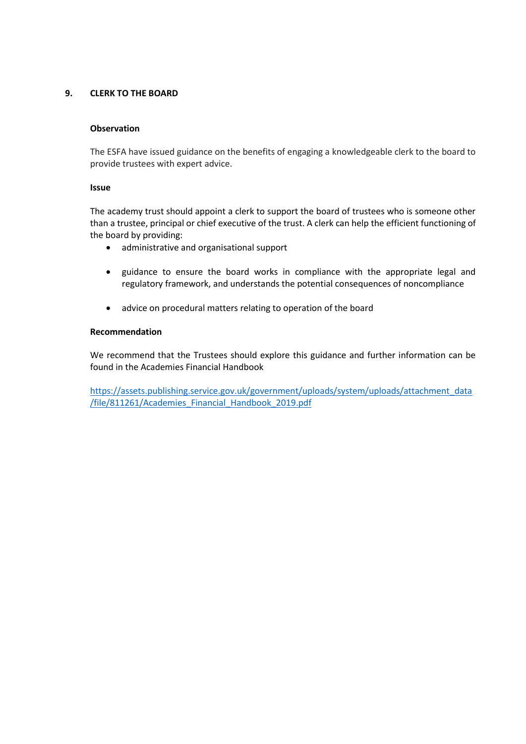## 9. CLERK TO THE BOARD

**Observation**

The ESFA have issued guidance on the benefits of engaging a knowledgeable clerk to the board to provide trustees with expert advice.

**Issue**

The academy trust should appoint a clerk to support the board of trustees who is someone other than a trustee, principal or chief executive of the trust. A clerk can help the efficient functioning of the board by providing:

- administrative and organisational support
- guidance to ensure the board works in compliance with the appropriate legal and regulatory framework, and understands the potential consequences of noncompliance
- advice on procedural matters relating to operation of the board

**Recommendation**

We recommend that the Trustees should explore this guidance and further information can be found in the Academies Financial Handbook

https://assets.publishing.service.gov.uk/government/uploads/system/uploads/attachment_data/file/811261/Academies_Financial_Handbook_2019.pdf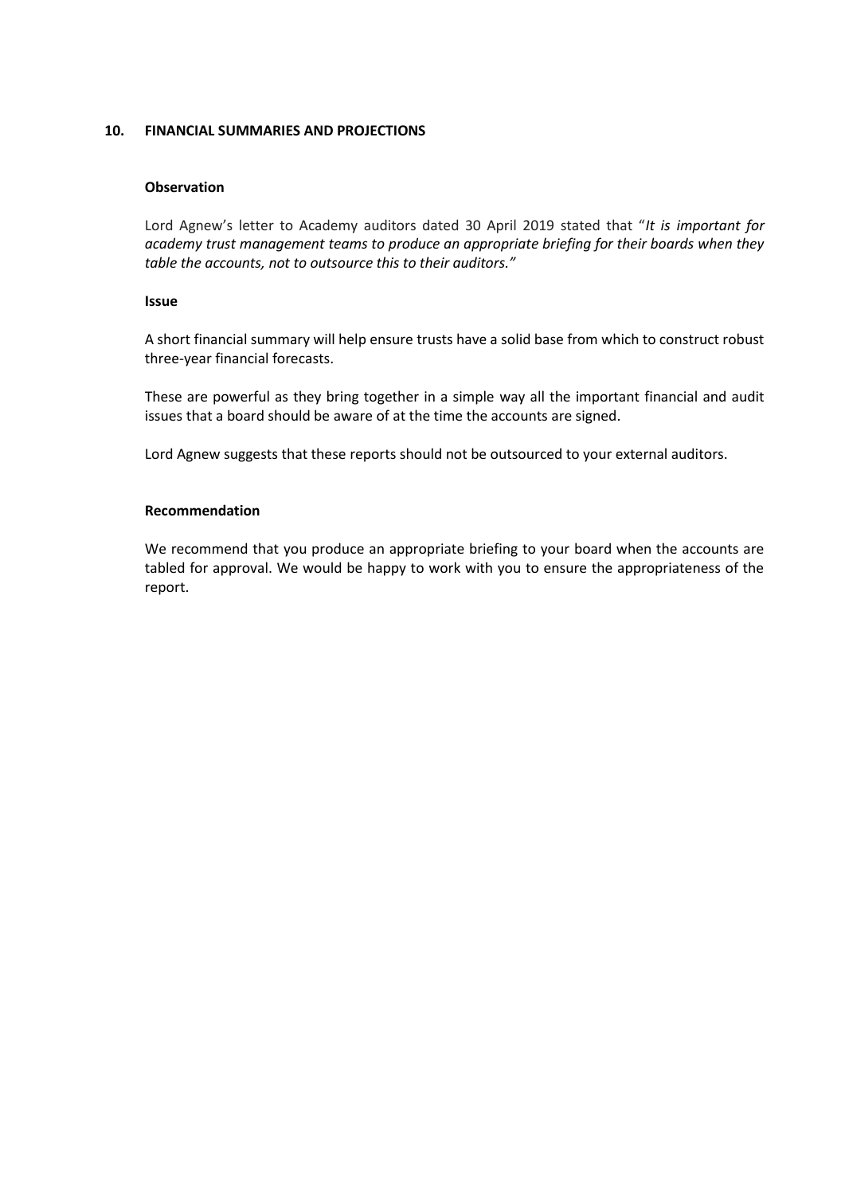## 10. FINANCIAL SUMMARIES AND PROJECTIONS

**Observation**

Lord Agnew's letter to Academy auditors dated 30 April 2019 stated that "*It is important for academy trust management teams to produce an appropriate briefing for their boards when they table the accounts, not to outsource this to their auditors."*

**Issue**

A short financial summary will help ensure trusts have a solid base from which to construct robust three-year financial forecasts.

These are powerful as they bring together in a simple way all the important financial and audit issues that a board should be aware of at the time the accounts are signed.

Lord Agnew suggests that these reports should not be outsourced to your external auditors.

**Recommendation**

We recommend that you produce an appropriate briefing to your board when the accounts are tabled for approval. We would be happy to work with you to ensure the appropriateness of the report.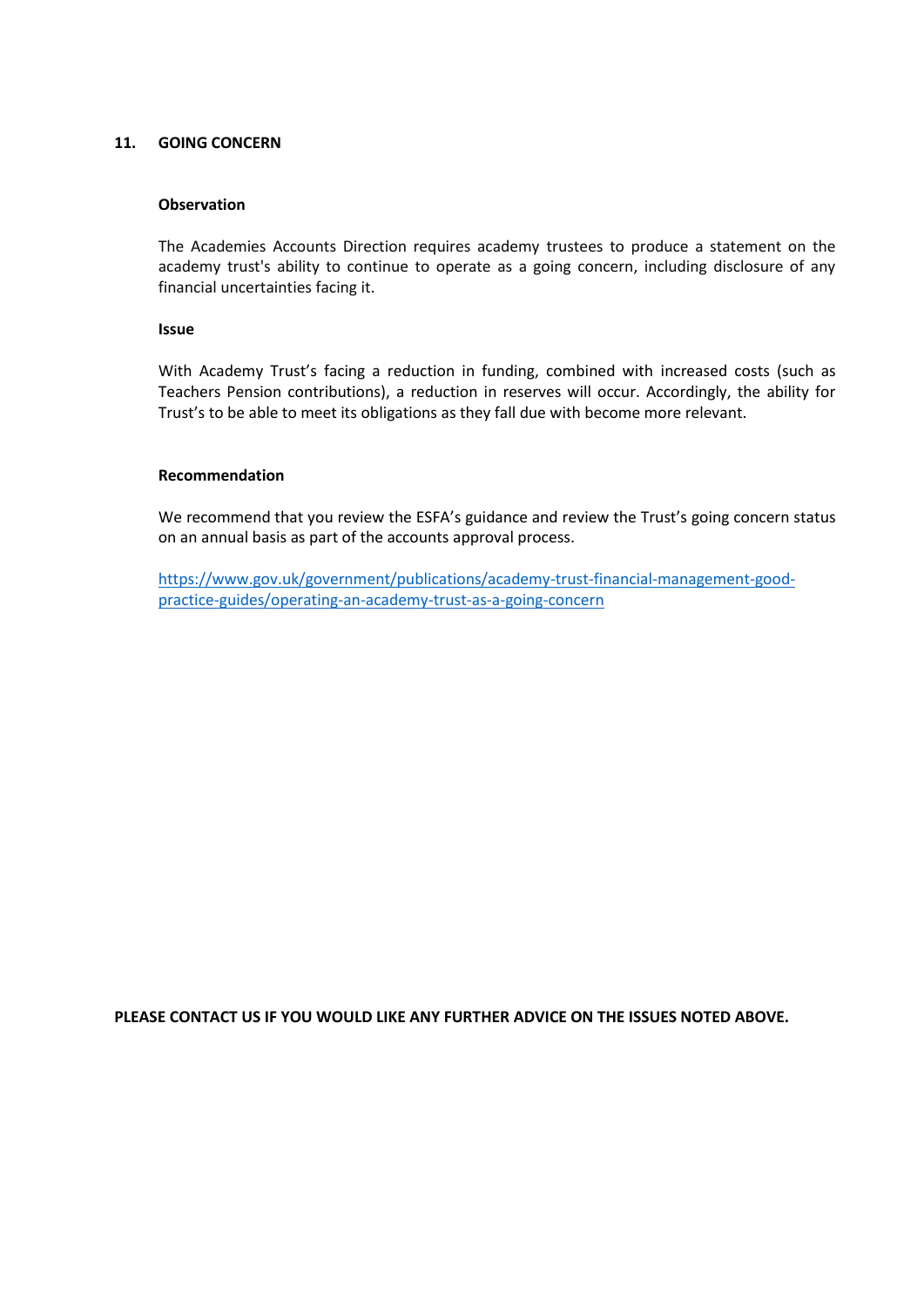## 11. GOING CONCERN

**Observation**

The Academies Accounts Direction requires academy trustees to produce a statement on the academy trust's ability to continue to operate as a going concern, including disclosure of any financial uncertainties facing it.

**Issue**

With Academy Trust's facing a reduction in funding, combined with increased costs (such as Teachers Pension contributions), a reduction in reserves will occur. Accordingly, the ability for Trust's to be able to meet its obligations as they fall due with become more relevant.

**Recommendation**

We recommend that you review the ESFA's guidance and review the Trust's going concern status on an annual basis as part of the accounts approval process.

https://www.gov.uk/government/publications/academy-trust-financial-management-good-practice-guides/operating-an-academy-trust-as-a-going-concern

**PLEASE CONTACT US IF YOU WOULD LIKE ANY FURTHER ADVICE ON THE ISSUES NOTED ABOVE.**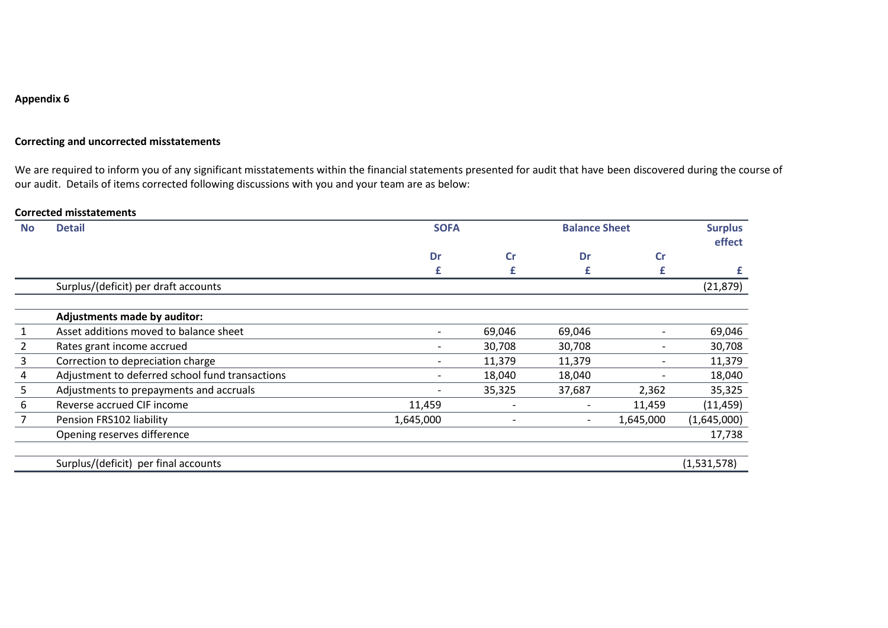**Appendix 6**

**Correcting and uncorrected misstatements**

We are required to inform you of any significant misstatements within the financial statements presented for audit that have been discovered during the course of our audit. Details of items corrected following discussions with you and your team are as below:

**Corrected misstatements**

| No | Detail | SOFA | | Balance Sheet | | Surplus effect |
|---|---|---|---|---|---|---|
| | | Dr | Cr | Dr | Cr | |
| | | £ | £ | £ | £ | £ |
| | Surplus/(deficit) per draft accounts | | | | | (21,879) |
| | **Adjustments made by auditor:** | | | | | |
| 1 | Asset additions moved to balance sheet | - | 69,046 | 69,046 | - | 69,046 |
| 2 | Rates grant income accrued | - | 30,708 | 30,708 | - | 30,708 |
| 3 | Correction to depreciation charge | - | 11,379 | 11,379 | - | 11,379 |
| 4 | Adjustment to deferred school fund transactions | - | 18,040 | 18,040 | - | 18,040 |
| 5 | Adjustments to prepayments and accruals | - | 35,325 | 37,687 | 2,362 | 35,325 |
| 6 | Reverse accrued CIF income | 11,459 | - | - | 11,459 | (11,459) |
| 7 | Pension FRS102 liability | 1,645,000 | - | - | 1,645,000 | (1,645,000) |
| | Opening reserves difference | | | | | 17,738 |
| | Surplus/(deficit) per final accounts | | | | | (1,531,578) |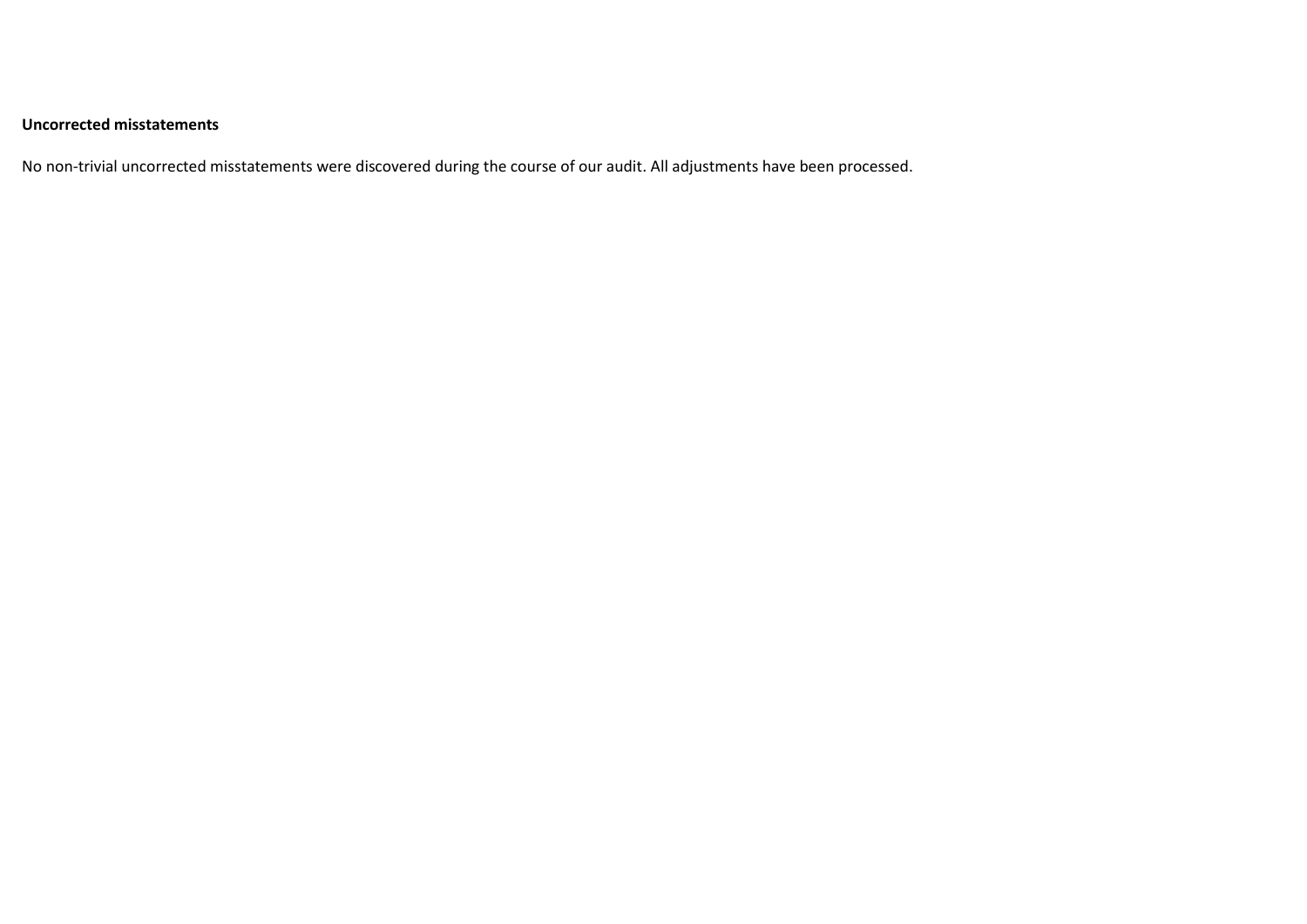**Uncorrected misstatements**

No non-trivial uncorrected misstatements were discovered during the course of our audit. All adjustments have been processed.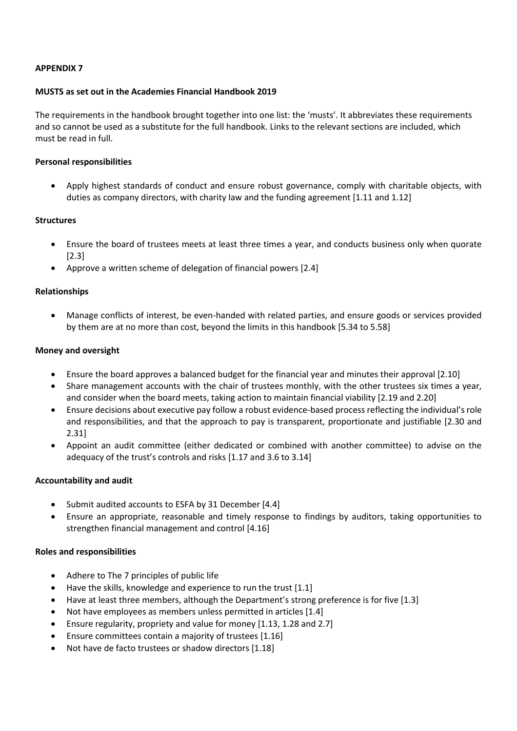**APPENDIX 7**

**MUSTS as set out in the Academies Financial Handbook 2019**

The requirements in the handbook brought together into one list: the 'musts'. It abbreviates these requirements and so cannot be used as a substitute for the full handbook. Links to the relevant sections are included, which must be read in full.

**Personal responsibilities**

- Apply highest standards of conduct and ensure robust governance, comply with charitable objects, with duties as company directors, with charity law and the funding agreement [1.11 and 1.12]

**Structures**

- Ensure the board of trustees meets at least three times a year, and conducts business only when quorate [2.3]
- Approve a written scheme of delegation of financial powers [2.4]

**Relationships**

- Manage conflicts of interest, be even-handed with related parties, and ensure goods or services provided by them are at no more than cost, beyond the limits in this handbook [5.34 to 5.58]

**Money and oversight**

- Ensure the board approves a balanced budget for the financial year and minutes their approval [2.10]
- Share management accounts with the chair of trustees monthly, with the other trustees six times a year, and consider when the board meets, taking action to maintain financial viability [2.19 and 2.20]
- Ensure decisions about executive pay follow a robust evidence-based process reflecting the individual's role and responsibilities, and that the approach to pay is transparent, proportionate and justifiable [2.30 and 2.31]
- Appoint an audit committee (either dedicated or combined with another committee) to advise on the adequacy of the trust's controls and risks [1.17 and 3.6 to 3.14]

**Accountability and audit**

- Submit audited accounts to ESFA by 31 December [4.4]
- Ensure an appropriate, reasonable and timely response to findings by auditors, taking opportunities to strengthen financial management and control [4.16]

**Roles and responsibilities**

- Adhere to The 7 principles of public life
- Have the skills, knowledge and experience to run the trust [1.1]
- Have at least three members, although the Department's strong preference is for five [1.3]
- Not have employees as members unless permitted in articles [1.4]
- Ensure regularity, propriety and value for money [1.13, 1.28 and 2.7]
- Ensure committees contain a majority of trustees [1.16]
- Not have de facto trustees or shadow directors [1.18]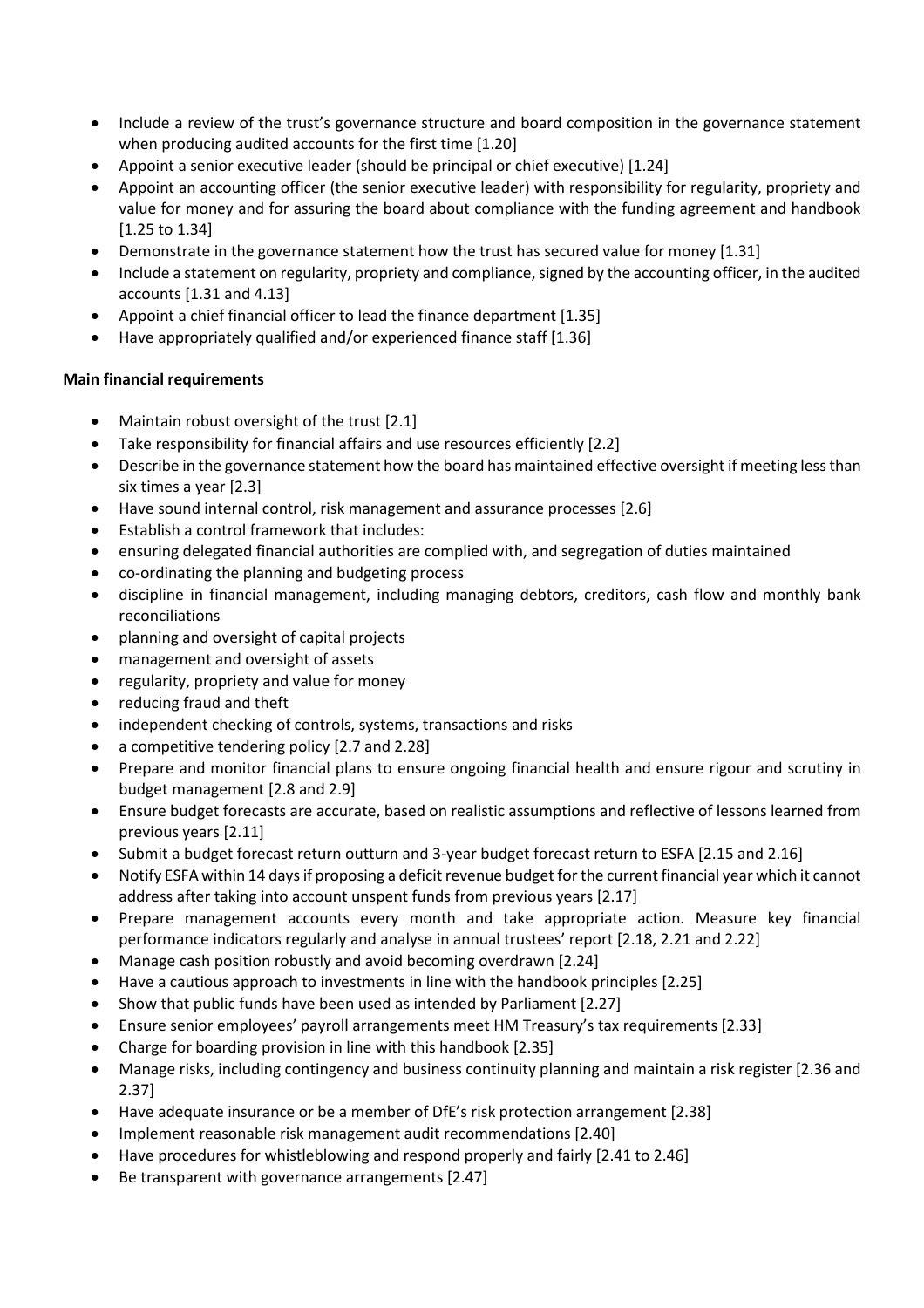- Include a review of the trust's governance structure and board composition in the governance statement when producing audited accounts for the first time [1.20]
- Appoint a senior executive leader (should be principal or chief executive) [1.24]
- Appoint an accounting officer (the senior executive leader) with responsibility for regularity, propriety and value for money and for assuring the board about compliance with the funding agreement and handbook [1.25 to 1.34]
- Demonstrate in the governance statement how the trust has secured value for money [1.31]
- Include a statement on regularity, propriety and compliance, signed by the accounting officer, in the audited accounts [1.31 and 4.13]
- Appoint a chief financial officer to lead the finance department [1.35]
- Have appropriately qualified and/or experienced finance staff [1.36]

**Main financial requirements**

- Maintain robust oversight of the trust [2.1]
- Take responsibility for financial affairs and use resources efficiently [2.2]
- Describe in the governance statement how the board has maintained effective oversight if meeting less than six times a year [2.3]
- Have sound internal control, risk management and assurance processes [2.6]
- Establish a control framework that includes:
- ensuring delegated financial authorities are complied with, and segregation of duties maintained
- co-ordinating the planning and budgeting process
- discipline in financial management, including managing debtors, creditors, cash flow and monthly bank reconciliations
- planning and oversight of capital projects
- management and oversight of assets
- regularity, propriety and value for money
- reducing fraud and theft
- independent checking of controls, systems, transactions and risks
- a competitive tendering policy [2.7 and 2.28]
- Prepare and monitor financial plans to ensure ongoing financial health and ensure rigour and scrutiny in budget management [2.8 and 2.9]
- Ensure budget forecasts are accurate, based on realistic assumptions and reflective of lessons learned from previous years [2.11]
- Submit a budget forecast return outturn and 3-year budget forecast return to ESFA [2.15 and 2.16]
- Notify ESFA within 14 days if proposing a deficit revenue budget for the current financial year which it cannot address after taking into account unspent funds from previous years [2.17]
- Prepare management accounts every month and take appropriate action. Measure key financial performance indicators regularly and analyse in annual trustees' report [2.18, 2.21 and 2.22]
- Manage cash position robustly and avoid becoming overdrawn [2.24]
- Have a cautious approach to investments in line with the handbook principles [2.25]
- Show that public funds have been used as intended by Parliament [2.27]
- Ensure senior employees' payroll arrangements meet HM Treasury's tax requirements [2.33]
- Charge for boarding provision in line with this handbook [2.35]
- Manage risks, including contingency and business continuity planning and maintain a risk register [2.36 and 2.37]
- Have adequate insurance or be a member of DfE's risk protection arrangement [2.38]
- Implement reasonable risk management audit recommendations [2.40]
- Have procedures for whistleblowing and respond properly and fairly [2.41 to 2.46]
- Be transparent with governance arrangements [2.47]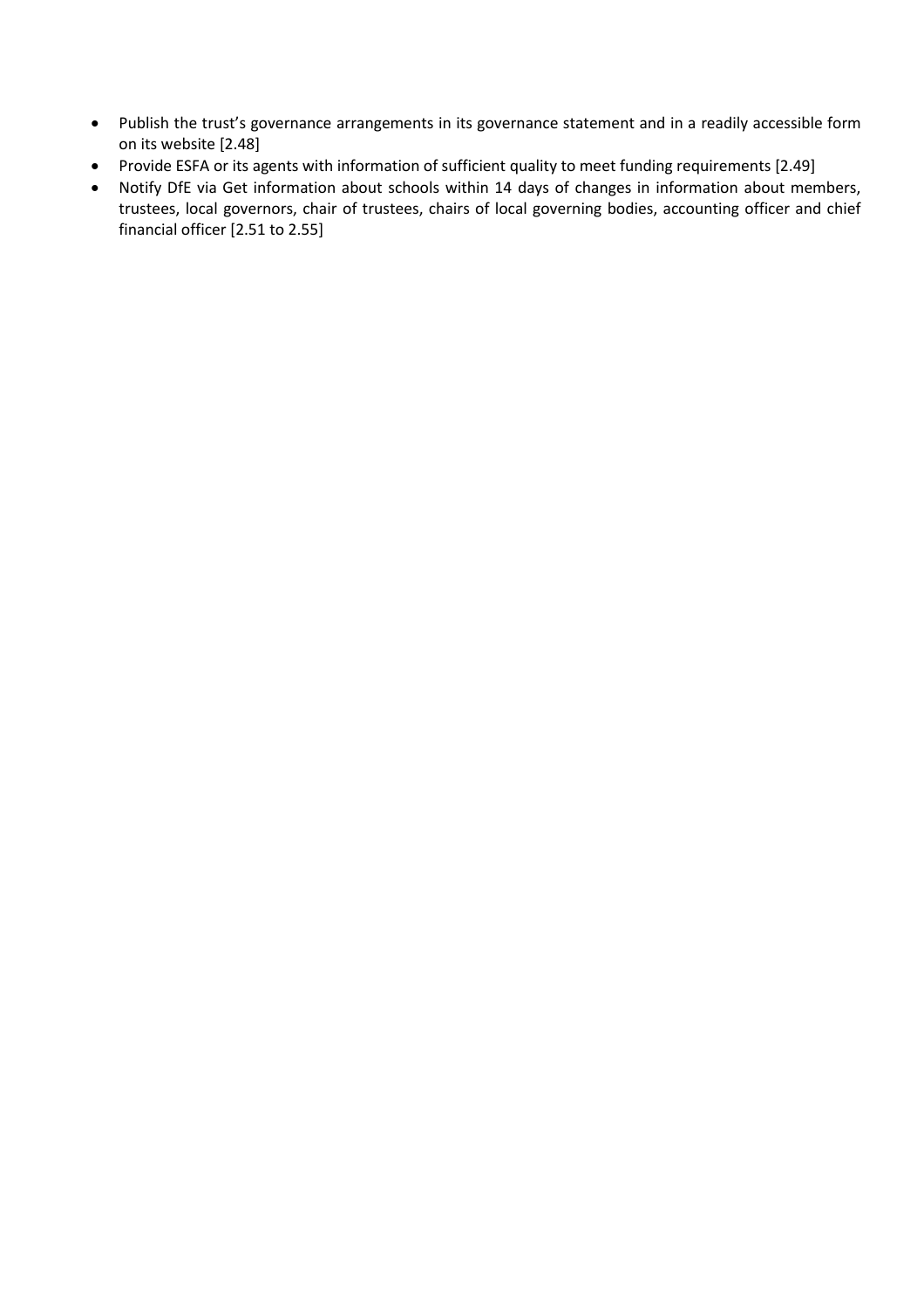- Publish the trust's governance arrangements in its governance statement and in a readily accessible form on its website [2.48]
- Provide ESFA or its agents with information of sufficient quality to meet funding requirements [2.49]
- Notify DfE via Get information about schools within 14 days of changes in information about members, trustees, local governors, chair of trustees, chairs of local governing bodies, accounting officer and chief financial officer [2.51 to 2.55]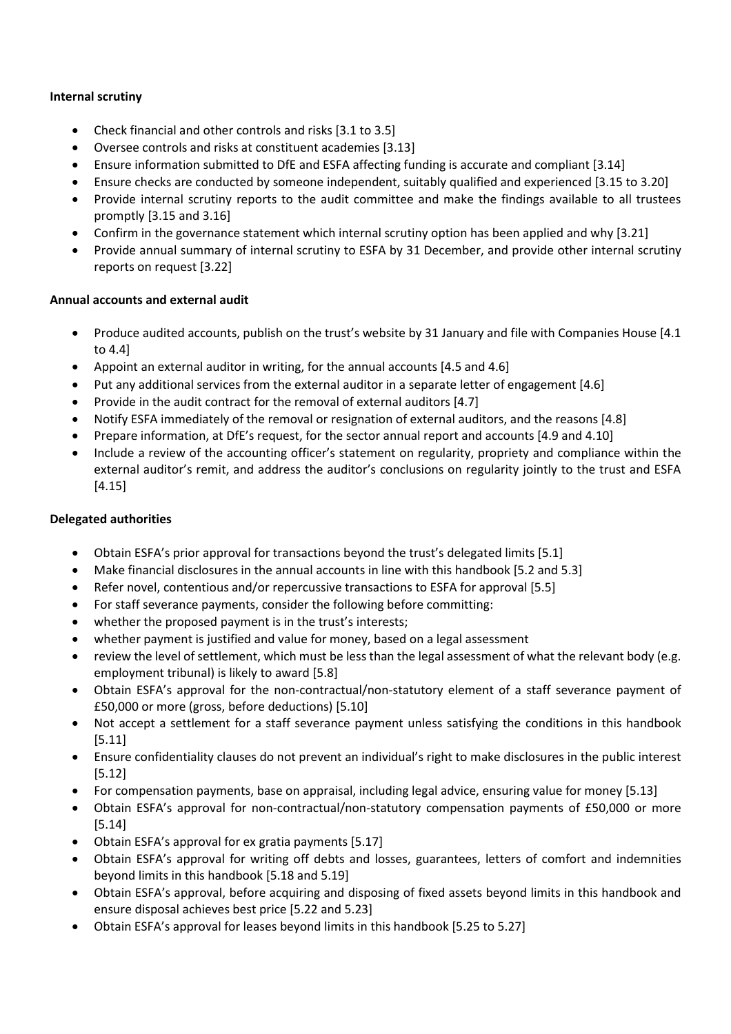**Internal scrutiny**

- Check financial and other controls and risks [3.1 to 3.5]
- Oversee controls and risks at constituent academies [3.13]
- Ensure information submitted to DfE and ESFA affecting funding is accurate and compliant [3.14]
- Ensure checks are conducted by someone independent, suitably qualified and experienced [3.15 to 3.20]
- Provide internal scrutiny reports to the audit committee and make the findings available to all trustees promptly [3.15 and 3.16]
- Confirm in the governance statement which internal scrutiny option has been applied and why [3.21]
- Provide annual summary of internal scrutiny to ESFA by 31 December, and provide other internal scrutiny reports on request [3.22]

**Annual accounts and external audit**

- Produce audited accounts, publish on the trust's website by 31 January and file with Companies House [4.1 to 4.4]
- Appoint an external auditor in writing, for the annual accounts [4.5 and 4.6]
- Put any additional services from the external auditor in a separate letter of engagement [4.6]
- Provide in the audit contract for the removal of external auditors [4.7]
- Notify ESFA immediately of the removal or resignation of external auditors, and the reasons [4.8]
- Prepare information, at DfE's request, for the sector annual report and accounts [4.9 and 4.10]
- Include a review of the accounting officer's statement on regularity, propriety and compliance within the external auditor's remit, and address the auditor's conclusions on regularity jointly to the trust and ESFA [4.15]

**Delegated authorities**

- Obtain ESFA's prior approval for transactions beyond the trust's delegated limits [5.1]
- Make financial disclosures in the annual accounts in line with this handbook [5.2 and 5.3]
- Refer novel, contentious and/or repercussive transactions to ESFA for approval [5.5]
- For staff severance payments, consider the following before committing:
- whether the proposed payment is in the trust's interests;
- whether payment is justified and value for money, based on a legal assessment
- review the level of settlement, which must be less than the legal assessment of what the relevant body (e.g. employment tribunal) is likely to award [5.8]
- Obtain ESFA's approval for the non-contractual/non-statutory element of a staff severance payment of £50,000 or more (gross, before deductions) [5.10]
- Not accept a settlement for a staff severance payment unless satisfying the conditions in this handbook [5.11]
- Ensure confidentiality clauses do not prevent an individual's right to make disclosures in the public interest [5.12]
- For compensation payments, base on appraisal, including legal advice, ensuring value for money [5.13]
- Obtain ESFA's approval for non-contractual/non-statutory compensation payments of £50,000 or more [5.14]
- Obtain ESFA's approval for ex gratia payments [5.17]
- Obtain ESFA's approval for writing off debts and losses, guarantees, letters of comfort and indemnities beyond limits in this handbook [5.18 and 5.19]
- Obtain ESFA's approval, before acquiring and disposing of fixed assets beyond limits in this handbook and ensure disposal achieves best price [5.22 and 5.23]
- Obtain ESFA's approval for leases beyond limits in this handbook [5.25 to 5.27]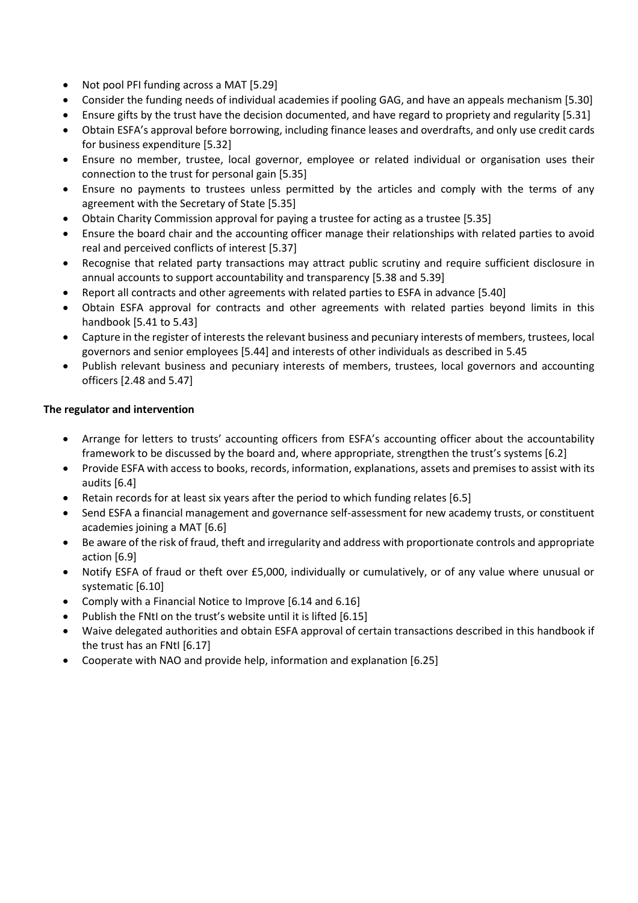- Not pool PFI funding across a MAT [5.29]
- Consider the funding needs of individual academies if pooling GAG, and have an appeals mechanism [5.30]
- Ensure gifts by the trust have the decision documented, and have regard to propriety and regularity [5.31]
- Obtain ESFA's approval before borrowing, including finance leases and overdrafts, and only use credit cards for business expenditure [5.32]
- Ensure no member, trustee, local governor, employee or related individual or organisation uses their connection to the trust for personal gain [5.35]
- Ensure no payments to trustees unless permitted by the articles and comply with the terms of any agreement with the Secretary of State [5.35]
- Obtain Charity Commission approval for paying a trustee for acting as a trustee [5.35]
- Ensure the board chair and the accounting officer manage their relationships with related parties to avoid real and perceived conflicts of interest [5.37]
- Recognise that related party transactions may attract public scrutiny and require sufficient disclosure in annual accounts to support accountability and transparency [5.38 and 5.39]
- Report all contracts and other agreements with related parties to ESFA in advance [5.40]
- Obtain ESFA approval for contracts and other agreements with related parties beyond limits in this handbook [5.41 to 5.43]
- Capture in the register of interests the relevant business and pecuniary interests of members, trustees, local governors and senior employees [5.44] and interests of other individuals as described in 5.45
- Publish relevant business and pecuniary interests of members, trustees, local governors and accounting officers [2.48 and 5.47]

**The regulator and intervention**

- Arrange for letters to trusts' accounting officers from ESFA's accounting officer about the accountability framework to be discussed by the board and, where appropriate, strengthen the trust's systems [6.2]
- Provide ESFA with access to books, records, information, explanations, assets and premises to assist with its audits [6.4]
- Retain records for at least six years after the period to which funding relates [6.5]
- Send ESFA a financial management and governance self-assessment for new academy trusts, or constituent academies joining a MAT [6.6]
- Be aware of the risk of fraud, theft and irregularity and address with proportionate controls and appropriate action [6.9]
- Notify ESFA of fraud or theft over £5,000, individually or cumulatively, or of any value where unusual or systematic [6.10]
- Comply with a Financial Notice to Improve [6.14 and 6.16]
- Publish the FNtI on the trust's website until it is lifted [6.15]
- Waive delegated authorities and obtain ESFA approval of certain transactions described in this handbook if the trust has an FNtI [6.17]
- Cooperate with NAO and provide help, information and explanation [6.25]